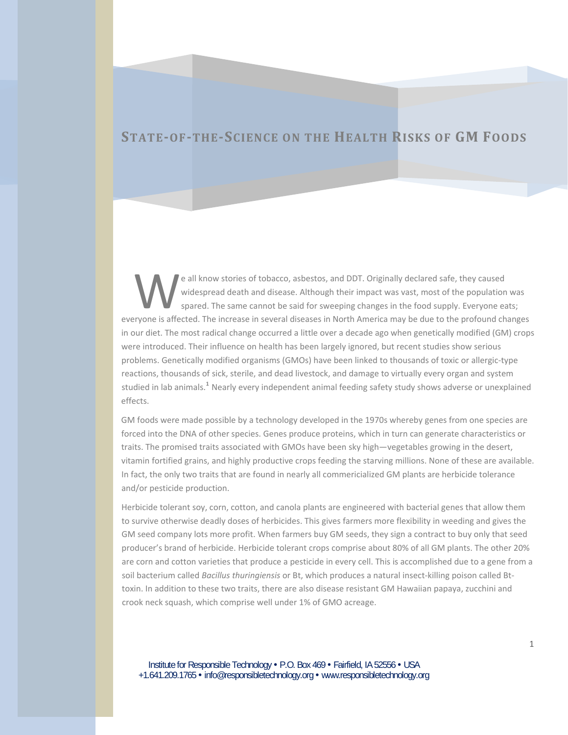# STATE-OF-THE-SCIENCE ON THE HEALTH RISKS OF GM FOODS

We all know stories of tobacco, asbestos, and DDT. Originally declared safe, they caused widespread death and disease. Although their impact was vast, most of the population was spared. The same cannot be said for sweeping changes in the food supply. Everyone eats; everyone is affected. The increase in several diseases in North America may be due to the profound changes in our diet. The most radical change occurred a little over a decade ago when genetically modified (GM) crops were introduced. Their influence on health has been largely ignored, but recent studies show serious problems. Genetically modified organisms (GMOs) have been linked to thousands of toxic or allergic-type reactions, thousands of sick, sterile, and dead livestock, and damage to virtually every organ and system studied in lab animals.[1] Nearly every independent animal feeding safety study shows adverse or unexplained effects.

GM foods were made possible by a technology developed in the 1970s whereby genes from one species are forced into the DNA of other species. Genes produce proteins, which in turn can generate characteristics or traits. The promised traits associated with GMOs have been sky high—vegetables growing in the desert, vitamin fortified grains, and highly productive crops feeding the starving millions. None of these are available. In fact, the only two traits that are found in nearly all commericialized GM plants are herbicide tolerance and/or pesticide production.

Herbicide tolerant soy, corn, cotton, and canola plants are engineered with bacterial genes that allow them to survive otherwise deadly doses of herbicides. This gives farmers more flexibility in weeding and gives the GM seed company lots more profit. When farmers buy GM seeds, they sign a contract to buy only that seed producer's brand of herbicide. Herbicide tolerant crops comprise about 80% of all GM plants. The other 20% are corn and cotton varieties that produce a pesticide in every cell. This is accomplished due to a gene from a soil bacterium called *Bacillus thuringiensis* or Bt, which produces a natural insect-killing poison called Bt-toxin. In addition to these two traits, there are also disease resistant GM Hawaiian papaya, zucchini and crook neck squash, which comprise well under 1% of GMO acreage.

Institute for Responsible Technology • P.O. Box 469 • Fairfield, IA 52556 • USA
+1.641.209.1765 • info@responsibletechnology.org • www.responsibletechnology.org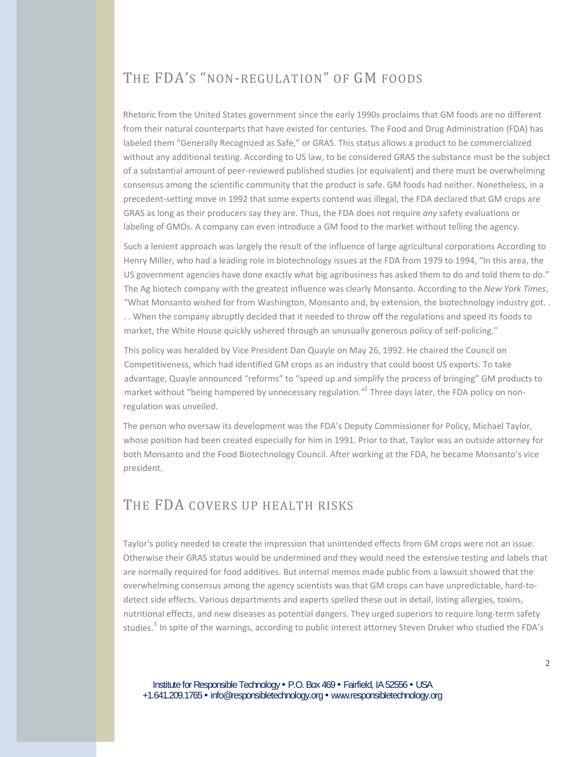## THE FDA'S "NON-REGULATION" OF GM FOODS

Rhetoric from the United States government since the early 1990s proclaims that GM foods are no different from their natural counterparts that have existed for centuries. The Food and Drug Administration (FDA) has labeled them "Generally Recognized as Safe," or GRAS. This status allows a product to be commercialized without any additional testing. According to US law, to be considered GRAS the substance must be the subject of a substantial amount of peer-reviewed published studies (or equivalent) and there must be overwhelming consensus among the scientific community that the product is safe. GM foods had neither. Nonetheless, in a precedent-setting move in 1992 that some experts contend was illegal, the FDA declared that GM crops are GRAS as long as their producers say they are. Thus, the FDA does not require *any* safety evaluations or labeling of GMOs. A company can even introduce a GM food to the market without telling the agency.

Such a lenient approach was largely the result of the influence of large agricultural corporations According to Henry Miller, who had a leading role in biotechnology issues at the FDA from 1979 to 1994, "In this area, the US government agencies have done exactly what big agribusiness has asked them to do and told them to do." The Ag biotech company with the greatest influence was clearly Monsanto. According to the *New York Times*, "What Monsanto wished for from Washington, Monsanto and, by extension, the biotechnology industry got. . . . When the company abruptly decided that it needed to throw off the regulations and speed its foods to market, the White House quickly ushered through an unusually generous policy of self-policing."

This policy was heralded by Vice President Dan Quayle on May 26, 1992. He chaired the Council on Competitiveness, which had identified GM crops as an industry that could boost US exports. To take advantage, Quayle announced "reforms" to "speed up and simplify the process of bringing" GM products to market without "being hampered by unnecessary regulation."[2] Three days later, the FDA policy on non-regulation was unveiled.

The person who oversaw its development was the FDA's Deputy Commissioner for Policy, Michael Taylor, whose position had been created especially for him in 1991. Prior to that, Taylor was an outside attorney for both Monsanto and the Food Biotechnology Council. After working at the FDA, he became Monsanto's vice president.

## THE FDA COVERS UP HEALTH RISKS

Taylor's policy needed to create the impression that unintended effects from GM crops were not an issue. Otherwise their GRAS status would be undermined and they would need the extensive testing and labels that are normally required for food additives. But internal memos made public from a lawsuit showed that the overwhelming consensus among the agency scientists was that GM crops can have unpredictable, hard-to-detect side effects. Various departments and experts spelled these out in detail, listing allergies, toxins, nutritional effects, and new diseases as potential dangers. They urged superiors to require long-term safety studies.[3] In spite of the warnings, according to public interest attorney Steven Druker who studied the FDA's

Institute for Responsible Technology • P.O. Box 469 • Fairfield, IA 52556 • USA
+1.641.209.1765 • info@responsibletechnology.org • www.responsibletechnology.org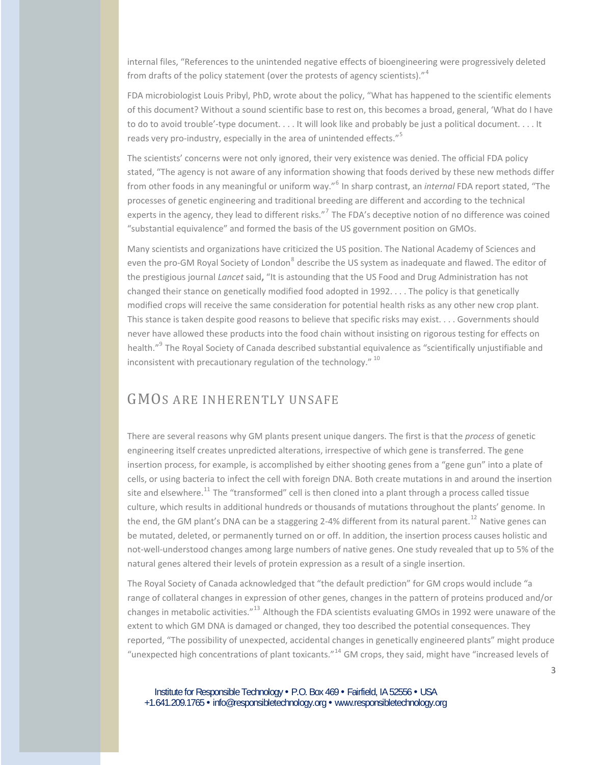internal files, "References to the unintended negative effects of bioengineering were progressively deleted from drafts of the policy statement (over the protests of agency scientists)."[4]

FDA microbiologist Louis Pribyl, PhD, wrote about the policy, "What has happened to the scientific elements of this document? Without a sound scientific base to rest on, this becomes a broad, general, 'What do I have to do to avoid trouble'-type document. . . . It will look like and probably be just a political document. . . . It reads very pro-industry, especially in the area of unintended effects."[5]

The scientists' concerns were not only ignored, their very existence was denied. The official FDA policy stated, "The agency is not aware of any information showing that foods derived by these new methods differ from other foods in any meaningful or uniform way."[6] In sharp contrast, an *internal* FDA report stated, "The processes of genetic engineering and traditional breeding are different and according to the technical experts in the agency, they lead to different risks."[7] The FDA's deceptive notion of no difference was coined "substantial equivalence" and formed the basis of the US government position on GMOs.

Many scientists and organizations have criticized the US position. The National Academy of Sciences and even the pro-GM Royal Society of London[8] describe the US system as inadequate and flawed. The editor of the prestigious journal *Lancet* said**,** "It is astounding that the US Food and Drug Administration has not changed their stance on genetically modified food adopted in 1992. . . . The policy is that genetically modified crops will receive the same consideration for potential health risks as any other new crop plant. This stance is taken despite good reasons to believe that specific risks may exist. . . . Governments should never have allowed these products into the food chain without insisting on rigorous testing for effects on health."[9] The Royal Society of Canada described substantial equivalence as "scientifically unjustifiable and inconsistent with precautionary regulation of the technology." [10]

## GMOs Are Inherently Unsafe

There are several reasons why GM plants present unique dangers. The first is that the *process* of genetic engineering itself creates unpredicted alterations, irrespective of which gene is transferred. The gene insertion process, for example, is accomplished by either shooting genes from a "gene gun" into a plate of cells, or using bacteria to infect the cell with foreign DNA. Both create mutations in and around the insertion site and elsewhere.[11] The "transformed" cell is then cloned into a plant through a process called tissue culture, which results in additional hundreds or thousands of mutations throughout the plants' genome. In the end, the GM plant's DNA can be a staggering 2-4% different from its natural parent.[12] Native genes can be mutated, deleted, or permanently turned on or off. In addition, the insertion process causes holistic and not-well-understood changes among large numbers of native genes. One study revealed that up to 5% of the natural genes altered their levels of protein expression as a result of a single insertion.

The Royal Society of Canada acknowledged that "the default prediction" for GM crops would include "a range of collateral changes in expression of other genes, changes in the pattern of proteins produced and/or changes in metabolic activities."[13] Although the FDA scientists evaluating GMOs in 1992 were unaware of the extent to which GM DNA is damaged or changed, they too described the potential consequences. They reported, "The possibility of unexpected, accidental changes in genetically engineered plants" might produce "unexpected high concentrations of plant toxicants."[14] GM crops, they said, might have "increased levels of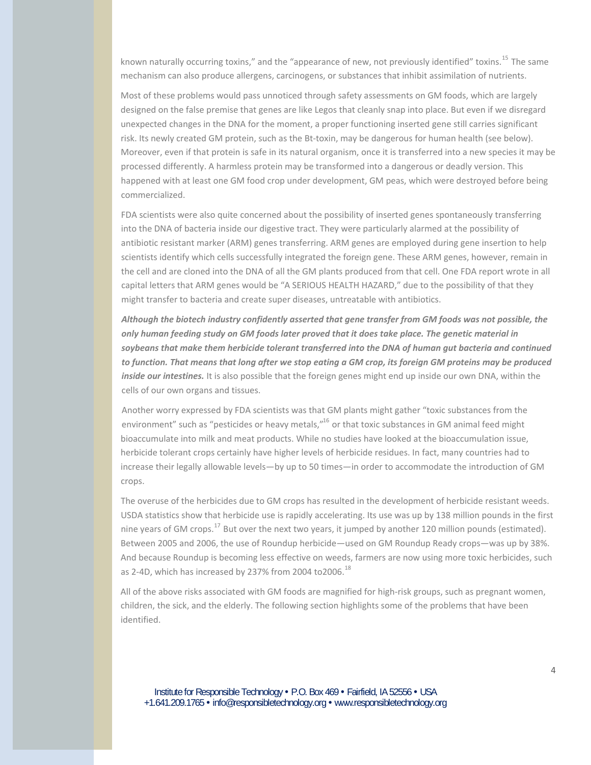known naturally occurring toxins," and the "appearance of new, not previously identified" toxins.[15] The same mechanism can also produce allergens, carcinogens, or substances that inhibit assimilation of nutrients.

Most of these problems would pass unnoticed through safety assessments on GM foods, which are largely designed on the false premise that genes are like Legos that cleanly snap into place. But even if we disregard unexpected changes in the DNA for the moment, a proper functioning inserted gene still carries significant risk. Its newly created GM protein, such as the Bt-toxin, may be dangerous for human health (see below). Moreover, even if that protein is safe in its natural organism, once it is transferred into a new species it may be processed differently. A harmless protein may be transformed into a dangerous or deadly version. This happened with at least one GM food crop under development, GM peas, which were destroyed before being commercialized.

FDA scientists were also quite concerned about the possibility of inserted genes spontaneously transferring into the DNA of bacteria inside our digestive tract. They were particularly alarmed at the possibility of antibiotic resistant marker (ARM) genes transferring. ARM genes are employed during gene insertion to help scientists identify which cells successfully integrated the foreign gene. These ARM genes, however, remain in the cell and are cloned into the DNA of all the GM plants produced from that cell. One FDA report wrote in all capital letters that ARM genes would be "A SERIOUS HEALTH HAZARD," due to the possibility of that they might transfer to bacteria and create super diseases, untreatable with antibiotics.

***Although the biotech industry confidently asserted that gene transfer from GM foods was not possible, the only human feeding study on GM foods later proved that it does take place. The genetic material in soybeans that make them herbicide tolerant transferred into the DNA of human gut bacteria and continued to function. That means that long after we stop eating a GM crop, its foreign GM proteins may be produced inside our intestines.*** It is also possible that the foreign genes might end up inside our own DNA, within the cells of our own organs and tissues.

Another worry expressed by FDA scientists was that GM plants might gather "toxic substances from the environment" such as "pesticides or heavy metals,"[16] or that toxic substances in GM animal feed might bioaccumulate into milk and meat products. While no studies have looked at the bioaccumulation issue, herbicide tolerant crops certainly have higher levels of herbicide residues. In fact, many countries had to increase their legally allowable levels—by up to 50 times—in order to accommodate the introduction of GM crops.

The overuse of the herbicides due to GM crops has resulted in the development of herbicide resistant weeds. USDA statistics show that herbicide use is rapidly accelerating. Its use was up by 138 million pounds in the first nine years of GM crops.[17] But over the next two years, it jumped by another 120 million pounds (estimated). Between 2005 and 2006, the use of Roundup herbicide—used on GM Roundup Ready crops—was up by 38%. And because Roundup is becoming less effective on weeds, farmers are now using more toxic herbicides, such as 2-4D, which has increased by 237% from 2004 to2006.[18]

All of the above risks associated with GM foods are magnified for high-risk groups, such as pregnant women, children, the sick, and the elderly. The following section highlights some of the problems that have been identified.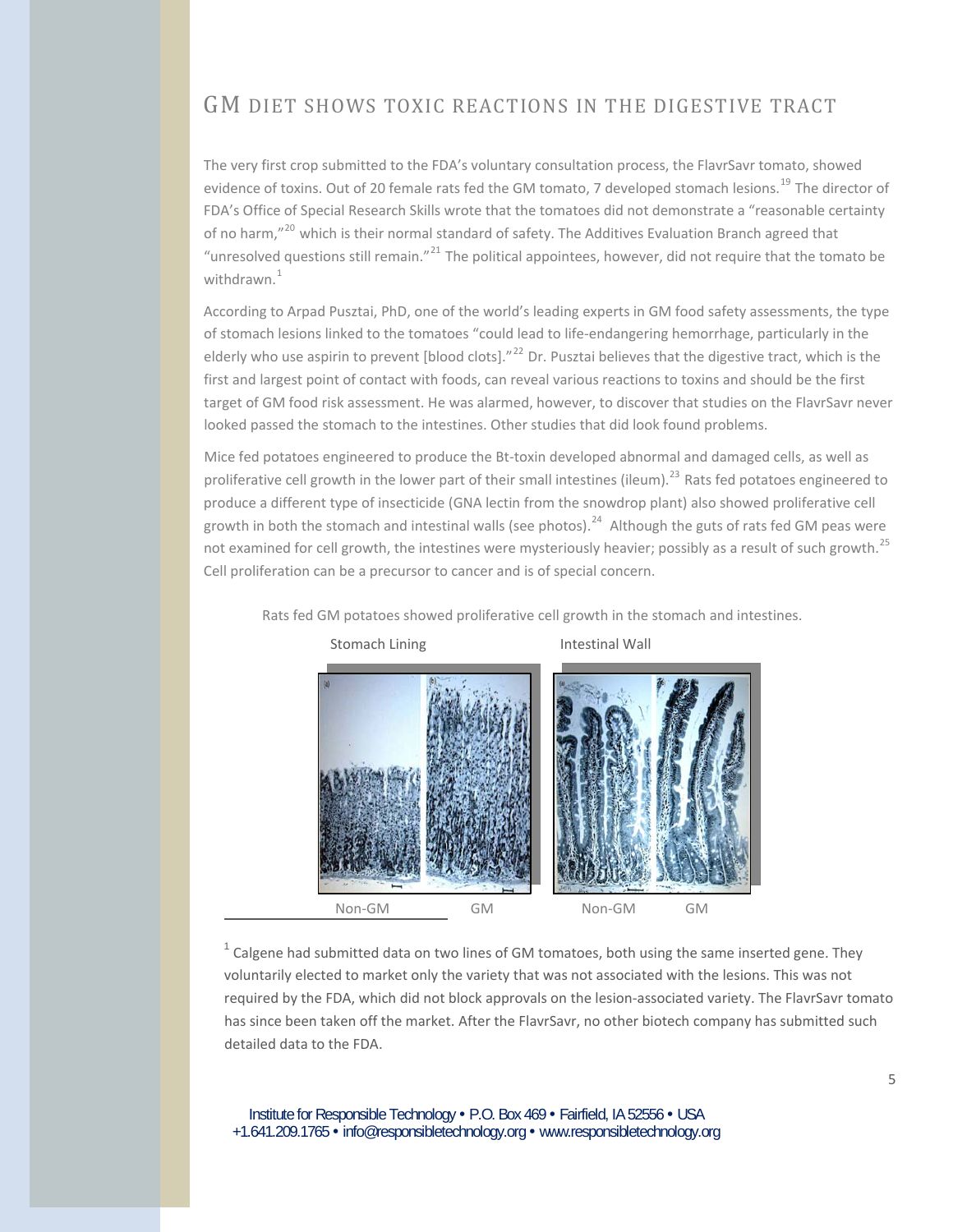# GM DIET SHOWS TOXIC REACTIONS IN THE DIGESTIVE TRACT

The very first crop submitted to the FDA's voluntary consultation process, the FlavrSavr tomato, showed evidence of toxins. Out of 20 female rats fed the GM tomato, 7 developed stomach lesions.[19] The director of FDA's Office of Special Research Skills wrote that the tomatoes did not demonstrate a "reasonable certainty of no harm,"[20] which is their normal standard of safety. The Additives Evaluation Branch agreed that "unresolved questions still remain."[21] The political appointees, however, did not require that the tomato be withdrawn.[1]

According to Arpad Pusztai, PhD, one of the world's leading experts in GM food safety assessments, the type of stomach lesions linked to the tomatoes "could lead to life-endangering hemorrhage, particularly in the elderly who use aspirin to prevent [blood clots]."[22] Dr. Pusztai believes that the digestive tract, which is the first and largest point of contact with foods, can reveal various reactions to toxins and should be the first target of GM food risk assessment. He was alarmed, however, to discover that studies on the FlavrSavr never looked passed the stomach to the intestines. Other studies that did look found problems.

Mice fed potatoes engineered to produce the Bt-toxin developed abnormal and damaged cells, as well as proliferative cell growth in the lower part of their small intestines (ileum).[23] Rats fed potatoes engineered to produce a different type of insecticide (GNA lectin from the snowdrop plant) also showed proliferative cell growth in both the stomach and intestinal walls (see photos).[24] Although the guts of rats fed GM peas were not examined for cell growth, the intestines were mysteriously heavier; possibly as a result of such growth.[25] Cell proliferation can be a precursor to cancer and is of special concern.

Rats fed GM potatoes showed proliferative cell growth in the stomach and intestines.

Stomach Lining — Intestinal Wall

Non-GM — GM — Non-GM — GM

[1] Calgene had submitted data on two lines of GM tomatoes, both using the same inserted gene. They voluntarily elected to market only the variety that was not associated with the lesions. This was not required by the FDA, which did not block approvals on the lesion-associated variety. The FlavrSavr tomato has since been taken off the market. After the FlavrSavr, no other biotech company has submitted such detailed data to the FDA.

Institute for Responsible Technology • P.O. Box 469 • Fairfield, IA 52556 • USA
+1.641.209.1765 • info@responsibletechnology.org • www.responsibletechnology.org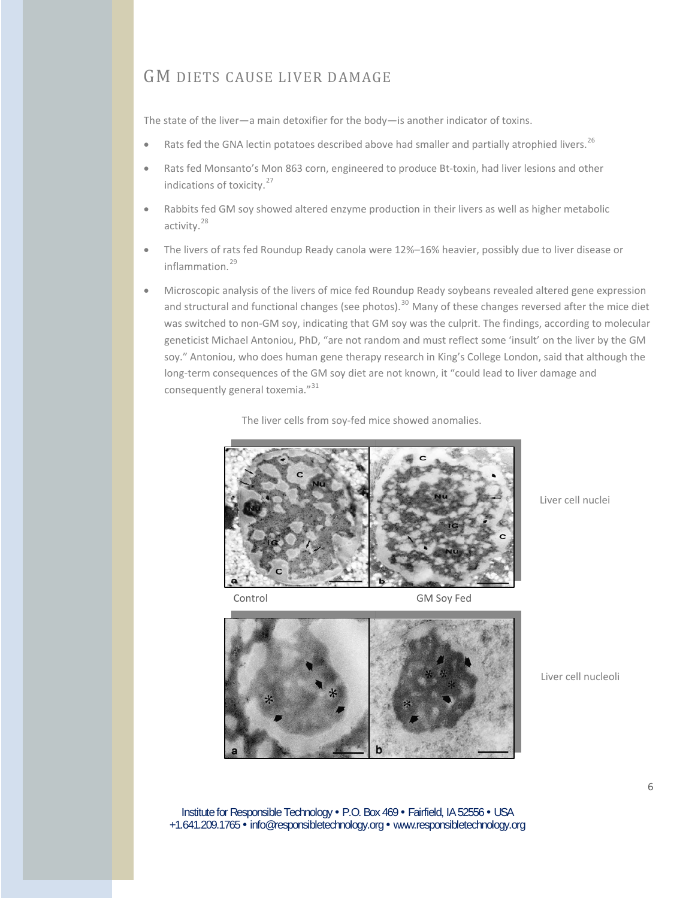## GM DIETS CAUSE LIVER DAMAGE

The state of the liver—a main detoxifier for the body—is another indicator of toxins.

- Rats fed the GNA lectin potatoes described above had smaller and partially atrophied livers.[26]
- Rats fed Monsanto's Mon 863 corn, engineered to produce Bt-toxin, had liver lesions and other indications of toxicity.[27]
- Rabbits fed GM soy showed altered enzyme production in their livers as well as higher metabolic activity.[28]
- The livers of rats fed Roundup Ready canola were 12%–16% heavier, possibly due to liver disease or inflammation.[29]
- Microscopic analysis of the livers of mice fed Roundup Ready soybeans revealed altered gene expression and structural and functional changes (see photos).[30] Many of these changes reversed after the mice diet was switched to non-GM soy, indicating that GM soy was the culprit. The findings, according to molecular geneticist Michael Antoniou, PhD, "are not random and must reflect some 'insult' on the liver by the GM soy." Antoniou, who does human gene therapy research in King's College London, said that although the long-term consequences of the GM soy diet are not known, it "could lead to liver damage and consequently general toxemia."[31]

The liver cells from soy-fed mice showed anomalies.

Liver cell nuclei

Control — GM Soy Fed

Liver cell nucleoli

Institute for Responsible Technology • P.O. Box 469 • Fairfield, IA 52556 • USA
+1.641.209.1765 • info@responsibletechnology.org • www.responsibletechnology.org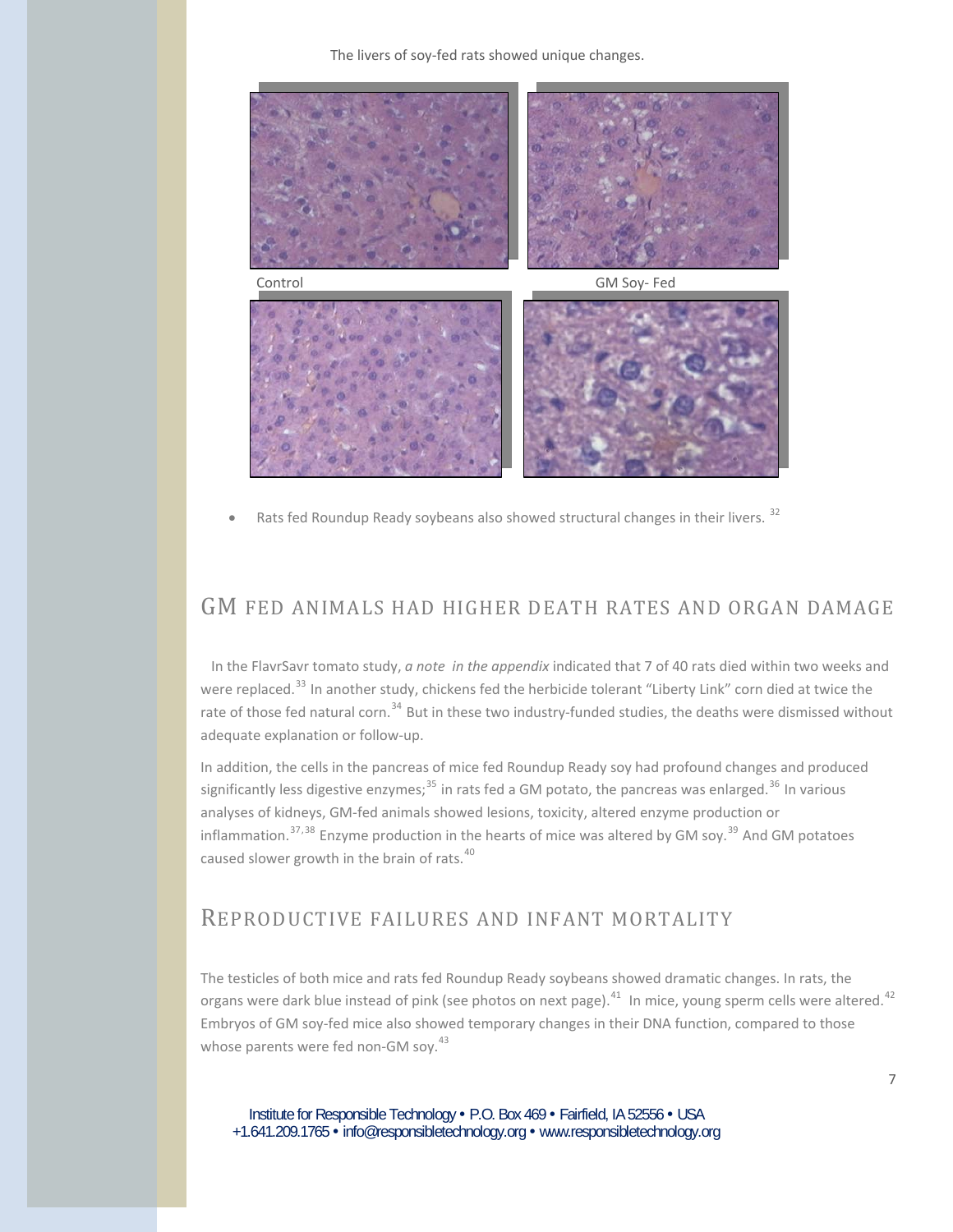The livers of soy-fed rats showed unique changes.

Control GM Soy- Fed

- Rats fed Roundup Ready soybeans also showed structural changes in their livers. [32]

## GM FED ANIMALS HAD HIGHER DEATH RATES AND ORGAN DAMAGE

In the FlavrSavr tomato study, *a note in the appendix* indicated that 7 of 40 rats died within two weeks and were replaced.[33] In another study, chickens fed the herbicide tolerant "Liberty Link" corn died at twice the rate of those fed natural corn.[34] But in these two industry-funded studies, the deaths were dismissed without adequate explanation or follow-up.

In addition, the cells in the pancreas of mice fed Roundup Ready soy had profound changes and produced significantly less digestive enzymes;[35] in rats fed a GM potato, the pancreas was enlarged.[36] In various analyses of kidneys, GM-fed animals showed lesions, toxicity, altered enzyme production or inflammation.[37,38] Enzyme production in the hearts of mice was altered by GM soy.[39] And GM potatoes caused slower growth in the brain of rats.[40]

## REPRODUCTIVE FAILURES AND INFANT MORTALITY

The testicles of both mice and rats fed Roundup Ready soybeans showed dramatic changes. In rats, the organs were dark blue instead of pink (see photos on next page).[41] In mice, young sperm cells were altered.[42] Embryos of GM soy-fed mice also showed temporary changes in their DNA function, compared to those whose parents were fed non-GM soy.[43]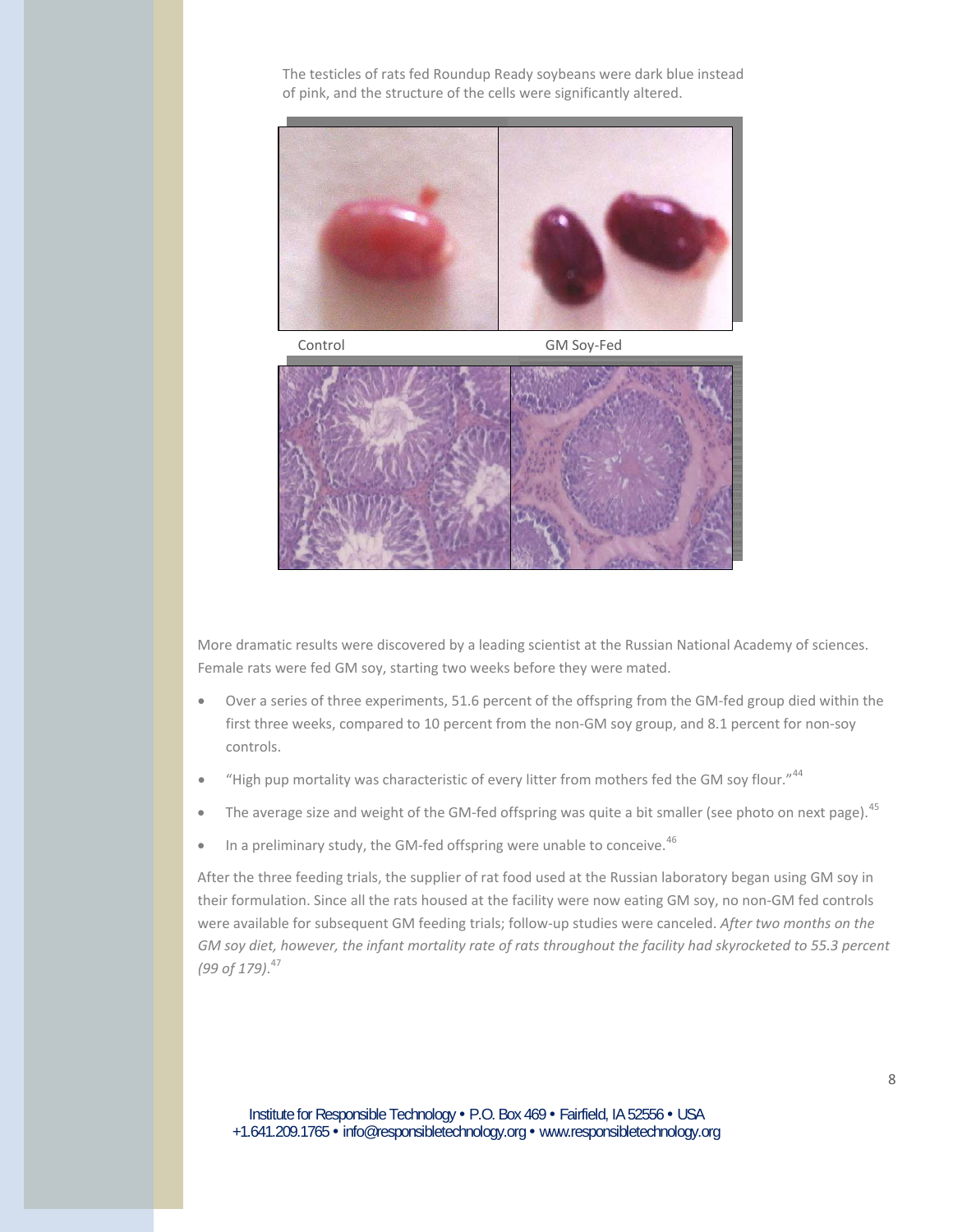The testicles of rats fed Roundup Ready soybeans were dark blue instead of pink, and the structure of the cells were significantly altered.

Control GM Soy-Fed

More dramatic results were discovered by a leading scientist at the Russian National Academy of sciences. Female rats were fed GM soy, starting two weeks before they were mated.

- Over a series of three experiments, 51.6 percent of the offspring from the GM-fed group died within the first three weeks, compared to 10 percent from the non-GM soy group, and 8.1 percent for non-soy controls.
- "High pup mortality was characteristic of every litter from mothers fed the GM soy flour."[44]
- The average size and weight of the GM-fed offspring was quite a bit smaller (see photo on next page).[45]
- In a preliminary study, the GM-fed offspring were unable to conceive.[46]

After the three feeding trials, the supplier of rat food used at the Russian laboratory began using GM soy in their formulation. Since all the rats housed at the facility were now eating GM soy, no non-GM fed controls were available for subsequent GM feeding trials; follow-up studies were canceled. *After two months on the GM soy diet, however, the infant mortality rate of rats throughout the facility had skyrocketed to 55.3 percent (99 of 179).*[47]

Institute for Responsible Technology • P.O. Box 469 • Fairfield, IA 52556 • USA
+1.641.209.1765 • info@responsibletechnology.org • www.responsibletechnology.org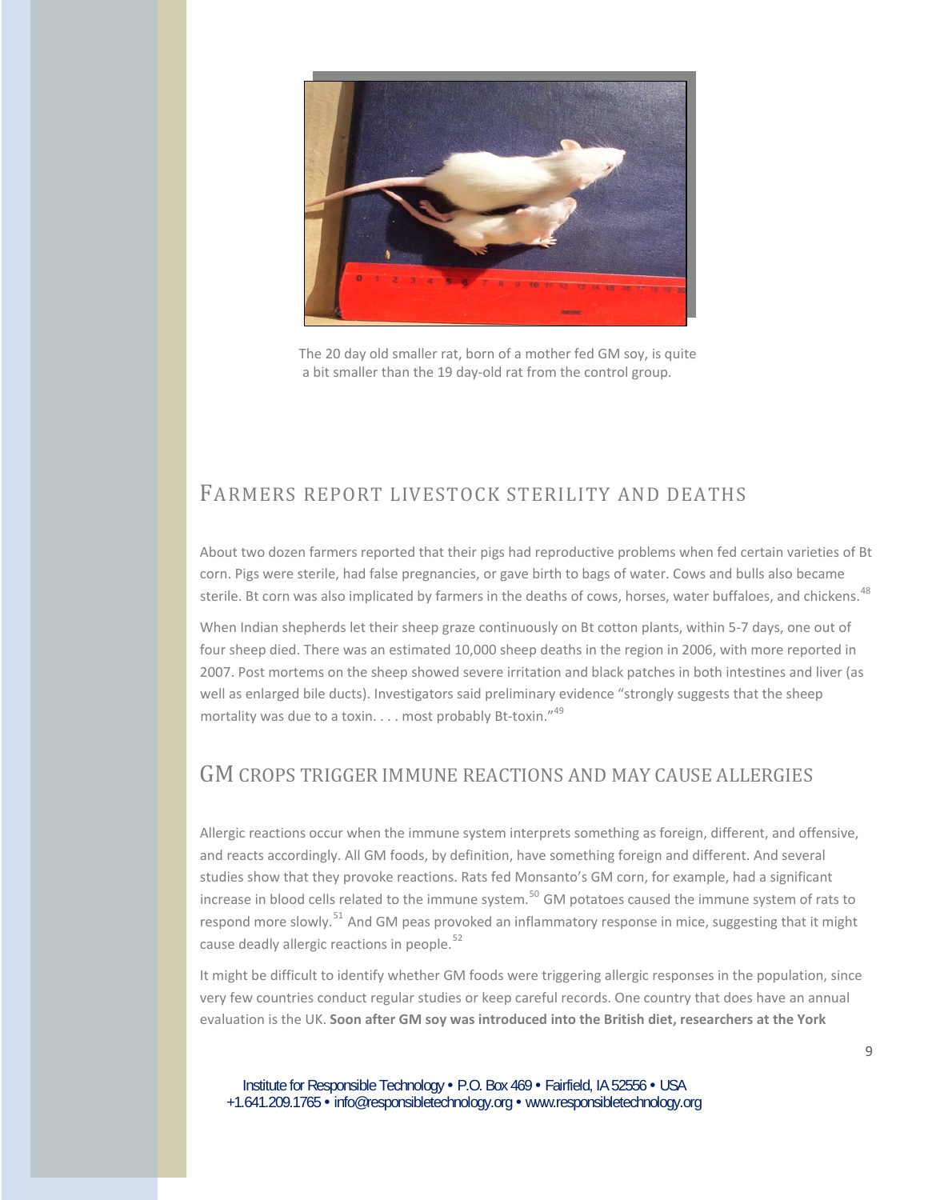The 20 day old smaller rat, born of a mother fed GM soy, is quite a bit smaller than the 19 day-old rat from the control group.

## FARMERS REPORT LIVESTOCK STERILITY AND DEATHS

About two dozen farmers reported that their pigs had reproductive problems when fed certain varieties of Bt corn. Pigs were sterile, had false pregnancies, or gave birth to bags of water. Cows and bulls also became sterile. Bt corn was also implicated by farmers in the deaths of cows, horses, water buffaloes, and chickens.[48]

When Indian shepherds let their sheep graze continuously on Bt cotton plants, within 5-7 days, one out of four sheep died. There was an estimated 10,000 sheep deaths in the region in 2006, with more reported in 2007. Post mortems on the sheep showed severe irritation and black patches in both intestines and liver (as well as enlarged bile ducts). Investigators said preliminary evidence "strongly suggests that the sheep mortality was due to a toxin. . . . most probably Bt-toxin."[49]

## GM CROPS TRIGGER IMMUNE REACTIONS AND MAY CAUSE ALLERGIES

Allergic reactions occur when the immune system interprets something as foreign, different, and offensive, and reacts accordingly. All GM foods, by definition, have something foreign and different. And several studies show that they provoke reactions. Rats fed Monsanto's GM corn, for example, had a significant increase in blood cells related to the immune system.[50] GM potatoes caused the immune system of rats to respond more slowly.[51] And GM peas provoked an inflammatory response in mice, suggesting that it might cause deadly allergic reactions in people.[52]

It might be difficult to identify whether GM foods were triggering allergic responses in the population, since very few countries conduct regular studies or keep careful records. One country that does have an annual evaluation is the UK. **Soon after GM soy was introduced into the British diet, researchers at the York**

Institute for Responsible Technology • P.O. Box 469 • Fairfield, IA 52556 • USA
+1.641.209.1765 • info@responsibletechnology.org • www.responsibletechnology.org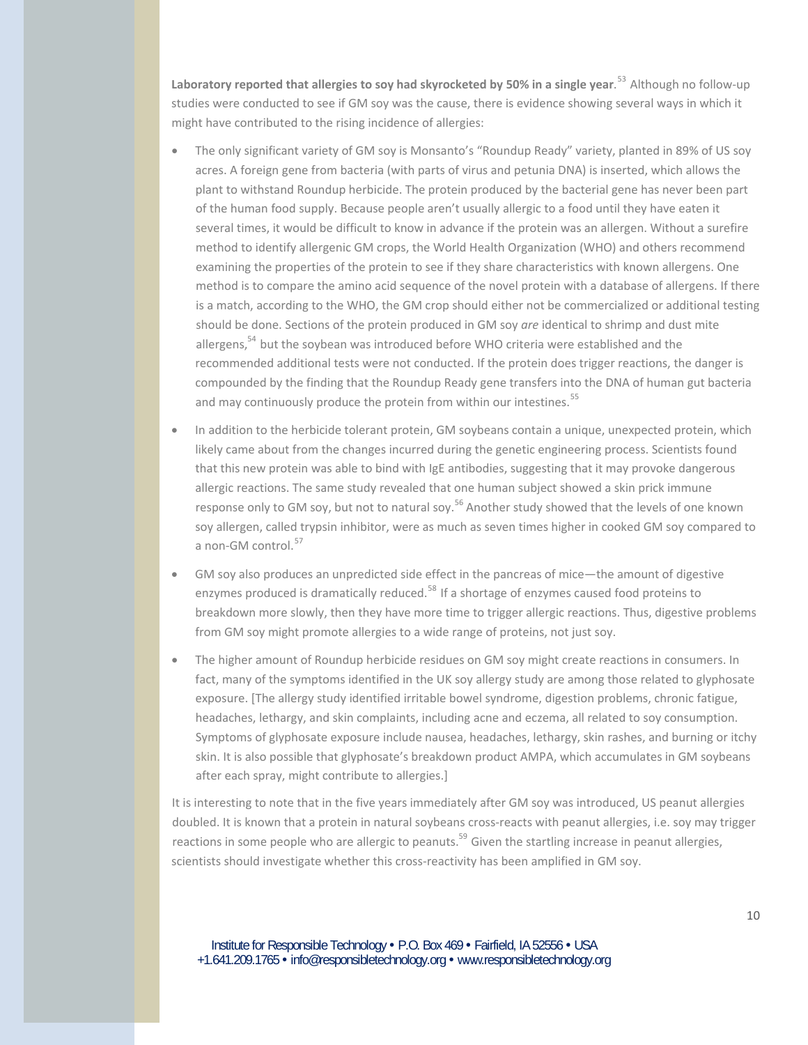**Laboratory reported that allergies to soy had skyrocketed by 50% in a single year**.[53] Although no follow-up studies were conducted to see if GM soy was the cause, there is evidence showing several ways in which it might have contributed to the rising incidence of allergies:

- The only significant variety of GM soy is Monsanto's "Roundup Ready" variety, planted in 89% of US soy acres. A foreign gene from bacteria (with parts of virus and petunia DNA) is inserted, which allows the plant to withstand Roundup herbicide. The protein produced by the bacterial gene has never been part of the human food supply. Because people aren't usually allergic to a food until they have eaten it several times, it would be difficult to know in advance if the protein was an allergen. Without a surefire method to identify allergenic GM crops, the World Health Organization (WHO) and others recommend examining the properties of the protein to see if they share characteristics with known allergens. One method is to compare the amino acid sequence of the novel protein with a database of allergens. If there is a match, according to the WHO, the GM crop should either not be commercialized or additional testing should be done. Sections of the protein produced in GM soy *are* identical to shrimp and dust mite allergens,[54] but the soybean was introduced before WHO criteria were established and the recommended additional tests were not conducted. If the protein does trigger reactions, the danger is compounded by the finding that the Roundup Ready gene transfers into the DNA of human gut bacteria and may continuously produce the protein from within our intestines.[55]

- In addition to the herbicide tolerant protein, GM soybeans contain a unique, unexpected protein, which likely came about from the changes incurred during the genetic engineering process. Scientists found that this new protein was able to bind with IgE antibodies, suggesting that it may provoke dangerous allergic reactions. The same study revealed that one human subject showed a skin prick immune response only to GM soy, but not to natural soy.[56] Another study showed that the levels of one known soy allergen, called trypsin inhibitor, were as much as seven times higher in cooked GM soy compared to a non-GM control.[57]

- GM soy also produces an unpredicted side effect in the pancreas of mice—the amount of digestive enzymes produced is dramatically reduced.[58] If a shortage of enzymes caused food proteins to breakdown more slowly, then they have more time to trigger allergic reactions. Thus, digestive problems from GM soy might promote allergies to a wide range of proteins, not just soy.

- The higher amount of Roundup herbicide residues on GM soy might create reactions in consumers. In fact, many of the symptoms identified in the UK soy allergy study are among those related to glyphosate exposure. [The allergy study identified irritable bowel syndrome, digestion problems, chronic fatigue, headaches, lethargy, and skin complaints, including acne and eczema, all related to soy consumption. Symptoms of glyphosate exposure include nausea, headaches, lethargy, skin rashes, and burning or itchy skin. It is also possible that glyphosate's breakdown product AMPA, which accumulates in GM soybeans after each spray, might contribute to allergies.]

It is interesting to note that in the five years immediately after GM soy was introduced, US peanut allergies doubled. It is known that a protein in natural soybeans cross-reacts with peanut allergies, i.e. soy may trigger reactions in some people who are allergic to peanuts.[59] Given the startling increase in peanut allergies, scientists should investigate whether this cross-reactivity has been amplified in GM soy.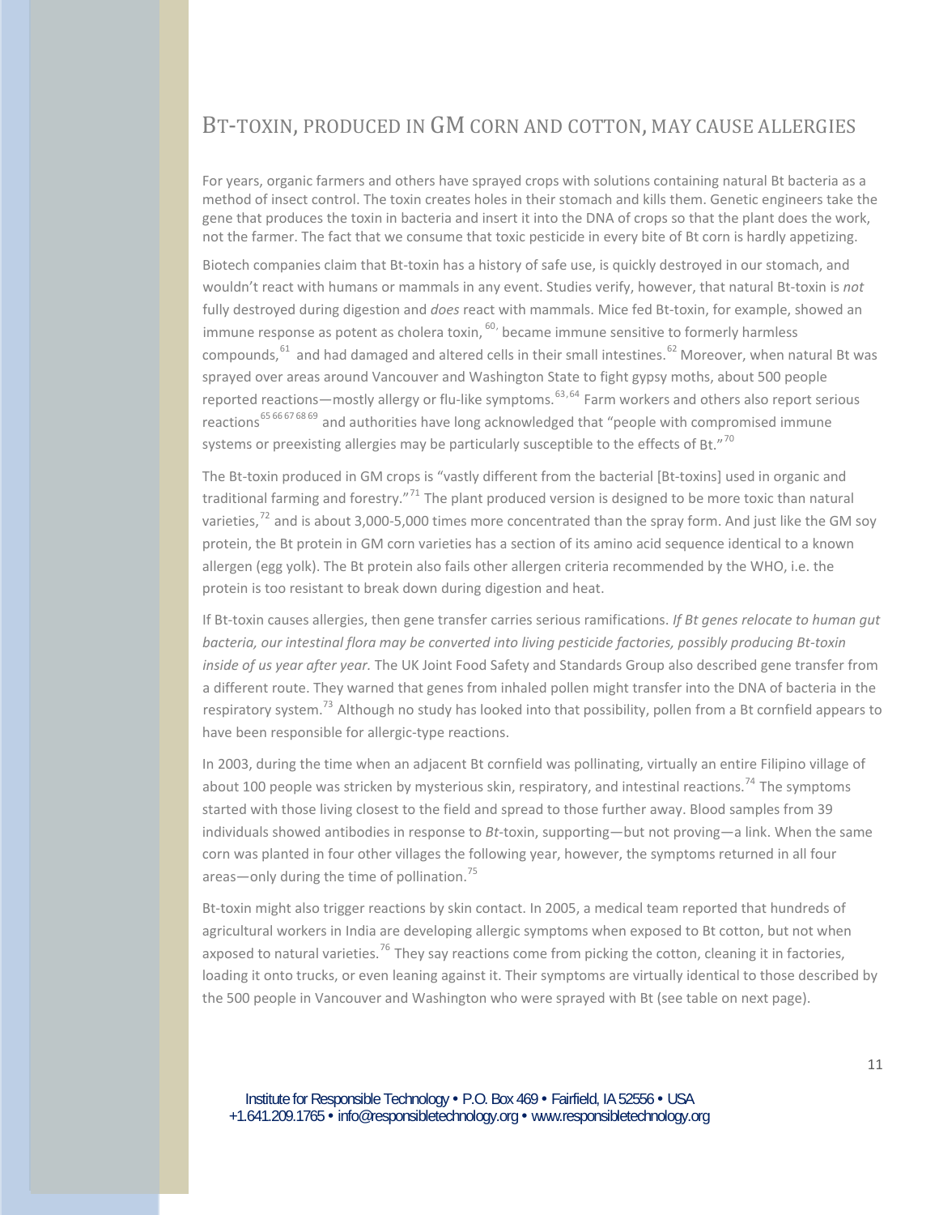## Bt-toxin, produced in GM corn and cotton, may cause allergies

For years, organic farmers and others have sprayed crops with solutions containing natural Bt bacteria as a method of insect control. The toxin creates holes in their stomach and kills them. Genetic engineers take the gene that produces the toxin in bacteria and insert it into the DNA of crops so that the plant does the work, not the farmer. The fact that we consume that toxic pesticide in every bite of Bt corn is hardly appetizing.

Biotech companies claim that Bt-toxin has a history of safe use, is quickly destroyed in our stomach, and wouldn't react with humans or mammals in any event. Studies verify, however, that natural Bt-toxin is *not* fully destroyed during digestion and *does* react with mammals. Mice fed Bt-toxin, for example, showed an immune response as potent as cholera toxin, [60] became immune sensitive to formerly harmless compounds,[61] and had damaged and altered cells in their small intestines.[62] Moreover, when natural Bt was sprayed over areas around Vancouver and Washington State to fight gypsy moths, about 500 people reported reactions—mostly allergy or flu-like symptoms.[63,64] Farm workers and others also report serious reactions[65 66 67 68 69] and authorities have long acknowledged that "people with compromised immune systems or preexisting allergies may be particularly susceptible to the effects of Bt."[70]

The Bt-toxin produced in GM crops is "vastly different from the bacterial [Bt-toxins] used in organic and traditional farming and forestry."[71] The plant produced version is designed to be more toxic than natural varieties,[72] and is about 3,000-5,000 times more concentrated than the spray form. And just like the GM soy protein, the Bt protein in GM corn varieties has a section of its amino acid sequence identical to a known allergen (egg yolk). The Bt protein also fails other allergen criteria recommended by the WHO, i.e. the protein is too resistant to break down during digestion and heat.

If Bt-toxin causes allergies, then gene transfer carries serious ramifications. *If Bt genes relocate to human gut bacteria, our intestinal flora may be converted into living pesticide factories, possibly producing Bt-toxin inside of us year after year.* The UK Joint Food Safety and Standards Group also described gene transfer from a different route. They warned that genes from inhaled pollen might transfer into the DNA of bacteria in the respiratory system.[73] Although no study has looked into that possibility, pollen from a Bt cornfield appears to have been responsible for allergic-type reactions.

In 2003, during the time when an adjacent Bt cornfield was pollinating, virtually an entire Filipino village of about 100 people was stricken by mysterious skin, respiratory, and intestinal reactions.[74] The symptoms started with those living closest to the field and spread to those further away. Blood samples from 39 individuals showed antibodies in response to *Bt*-toxin, supporting—but not proving—a link. When the same corn was planted in four other villages the following year, however, the symptoms returned in all four areas—only during the time of pollination.[75]

Bt-toxin might also trigger reactions by skin contact. In 2005, a medical team reported that hundreds of agricultural workers in India are developing allergic symptoms when exposed to Bt cotton, but not when exposed to natural varieties.[76] They say reactions come from picking the cotton, cleaning it in factories, loading it onto trucks, or even leaning against it. Their symptoms are virtually identical to those described by the 500 people in Vancouver and Washington who were sprayed with Bt (see table on next page).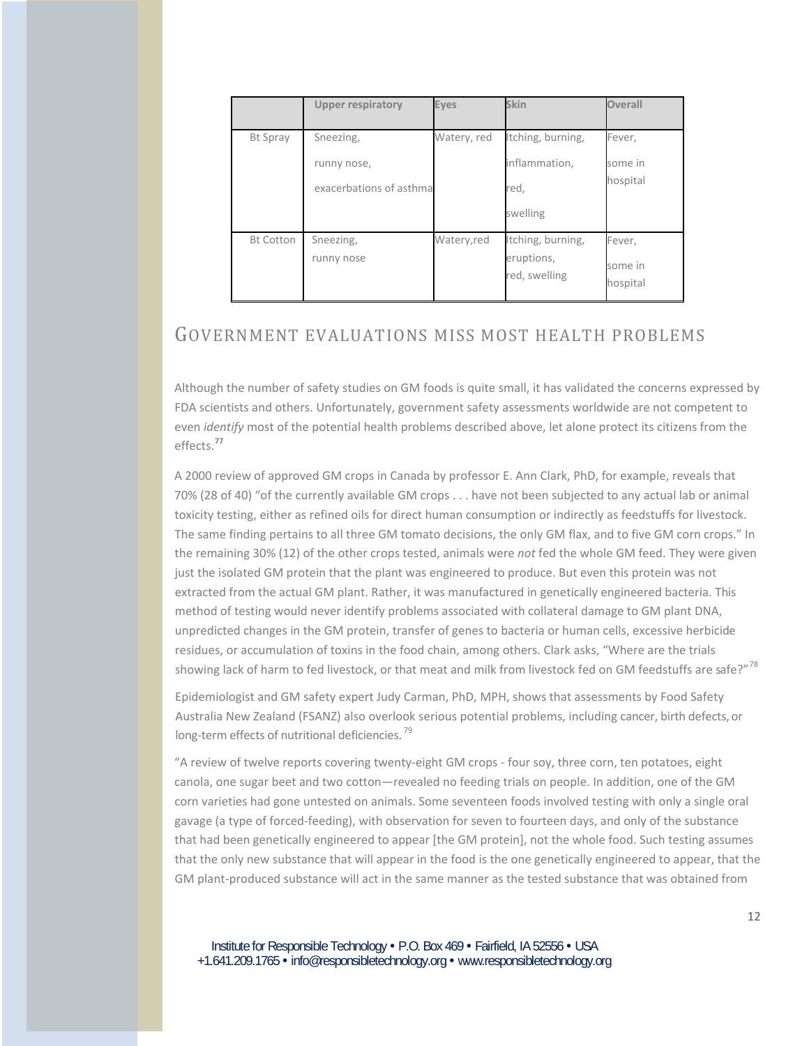| | Upper respiratory | Eyes | Skin | Overall |
|---|---|---|---|---|
| Bt Spray | Sneezing, runny nose, exacerbations of asthma | Watery, red | Itching, burning, inflammation, red, swelling | Fever, some in hospital |
| Bt Cotton | Sneezing, runny nose | Watery,red | Itching, burning, eruptions, red, swelling | Fever, some in hospital |

## GOVERNMENT EVALUATIONS MISS MOST HEALTH PROBLEMS

Although the number of safety studies on GM foods is quite small, it has validated the concerns expressed by FDA scientists and others. Unfortunately, government safety assessments worldwide are not competent to even *identify* most of the potential health problems described above, let alone protect its citizens from the effects.[77]

A 2000 review of approved GM crops in Canada by professor E. Ann Clark, PhD, for example, reveals that 70% (28 of 40) "of the currently available GM crops . . . have not been subjected to any actual lab or animal toxicity testing, either as refined oils for direct human consumption or indirectly as feedstuffs for livestock. The same finding pertains to all three GM tomato decisions, the only GM flax, and to five GM corn crops." In the remaining 30% (12) of the other crops tested, animals were *not* fed the whole GM feed. They were given just the isolated GM protein that the plant was engineered to produce. But even this protein was not extracted from the actual GM plant. Rather, it was manufactured in genetically engineered bacteria. This method of testing would never identify problems associated with collateral damage to GM plant DNA, unpredicted changes in the GM protein, transfer of genes to bacteria or human cells, excessive herbicide residues, or accumulation of toxins in the food chain, among others. Clark asks, "Where are the trials showing lack of harm to fed livestock, or that meat and milk from livestock fed on GM feedstuffs are safe?"[78]

Epidemiologist and GM safety expert Judy Carman, PhD, MPH, shows that assessments by Food Safety Australia New Zealand (FSANZ) also overlook serious potential problems, including cancer, birth defects, or long-term effects of nutritional deficiencies.[79]

"A review of twelve reports covering twenty-eight GM crops - four soy, three corn, ten potatoes, eight canola, one sugar beet and two cotton—revealed no feeding trials on people. In addition, one of the GM corn varieties had gone untested on animals. Some seventeen foods involved testing with only a single oral gavage (a type of forced-feeding), with observation for seven to fourteen days, and only of the substance that had been genetically engineered to appear [the GM protein], not the whole food. Such testing assumes that the only new substance that will appear in the food is the one genetically engineered to appear, that the GM plant-produced substance will act in the same manner as the tested substance that was obtained from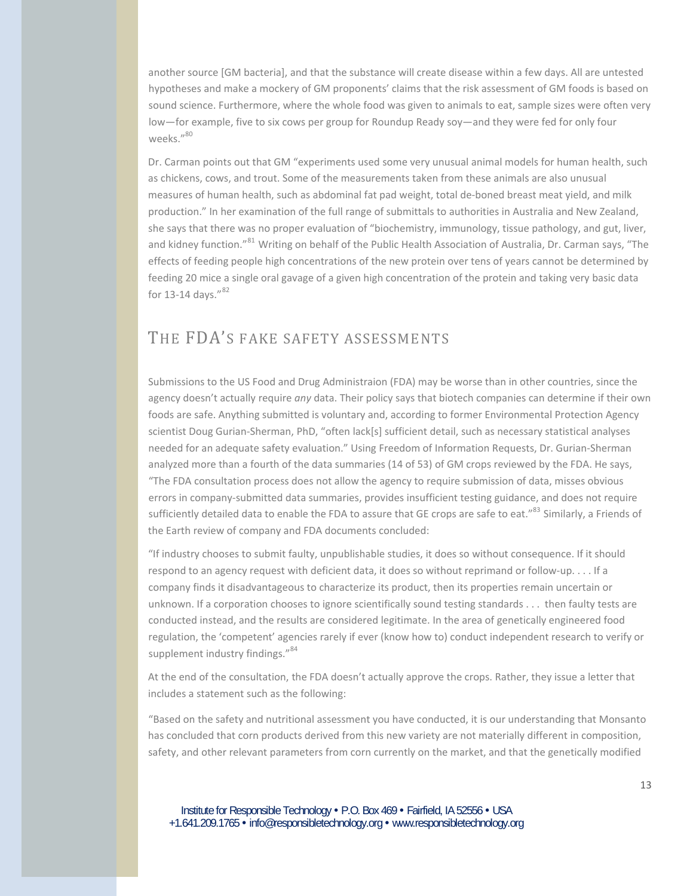another source [GM bacteria], and that the substance will create disease within a few days. All are untested hypotheses and make a mockery of GM proponents' claims that the risk assessment of GM foods is based on sound science. Furthermore, where the whole food was given to animals to eat, sample sizes were often very low—for example, five to six cows per group for Roundup Ready soy—and they were fed for only four weeks."[80]

Dr. Carman points out that GM "experiments used some very unusual animal models for human health, such as chickens, cows, and trout. Some of the measurements taken from these animals are also unusual measures of human health, such as abdominal fat pad weight, total de-boned breast meat yield, and milk production." In her examination of the full range of submittals to authorities in Australia and New Zealand, she says that there was no proper evaluation of "biochemistry, immunology, tissue pathology, and gut, liver, and kidney function."[81] Writing on behalf of the Public Health Association of Australia, Dr. Carman says, "The effects of feeding people high concentrations of the new protein over tens of years cannot be determined by feeding 20 mice a single oral gavage of a given high concentration of the protein and taking very basic data for 13-14 days."[82]

## THE FDA'S FAKE SAFETY ASSESSMENTS

Submissions to the US Food and Drug Administraion (FDA) may be worse than in other countries, since the agency doesn't actually require *any* data. Their policy says that biotech companies can determine if their own foods are safe. Anything submitted is voluntary and, according to former Environmental Protection Agency scientist Doug Gurian-Sherman, PhD, "often lack[s] sufficient detail, such as necessary statistical analyses needed for an adequate safety evaluation." Using Freedom of Information Requests, Dr. Gurian-Sherman analyzed more than a fourth of the data summaries (14 of 53) of GM crops reviewed by the FDA. He says, "The FDA consultation process does not allow the agency to require submission of data, misses obvious errors in company-submitted data summaries, provides insufficient testing guidance, and does not require sufficiently detailed data to enable the FDA to assure that GE crops are safe to eat."[83] Similarly, a Friends of the Earth review of company and FDA documents concluded:

"If industry chooses to submit faulty, unpublishable studies, it does so without consequence. If it should respond to an agency request with deficient data, it does so without reprimand or follow-up. . . . If a company finds it disadvantageous to characterize its product, then its properties remain uncertain or unknown. If a corporation chooses to ignore scientifically sound testing standards . . . then faulty tests are conducted instead, and the results are considered legitimate. In the area of genetically engineered food regulation, the 'competent' agencies rarely if ever (know how to) conduct independent research to verify or supplement industry findings."[84]

At the end of the consultation, the FDA doesn't actually approve the crops. Rather, they issue a letter that includes a statement such as the following:

"Based on the safety and nutritional assessment you have conducted, it is our understanding that Monsanto has concluded that corn products derived from this new variety are not materially different in composition, safety, and other relevant parameters from corn currently on the market, and that the genetically modified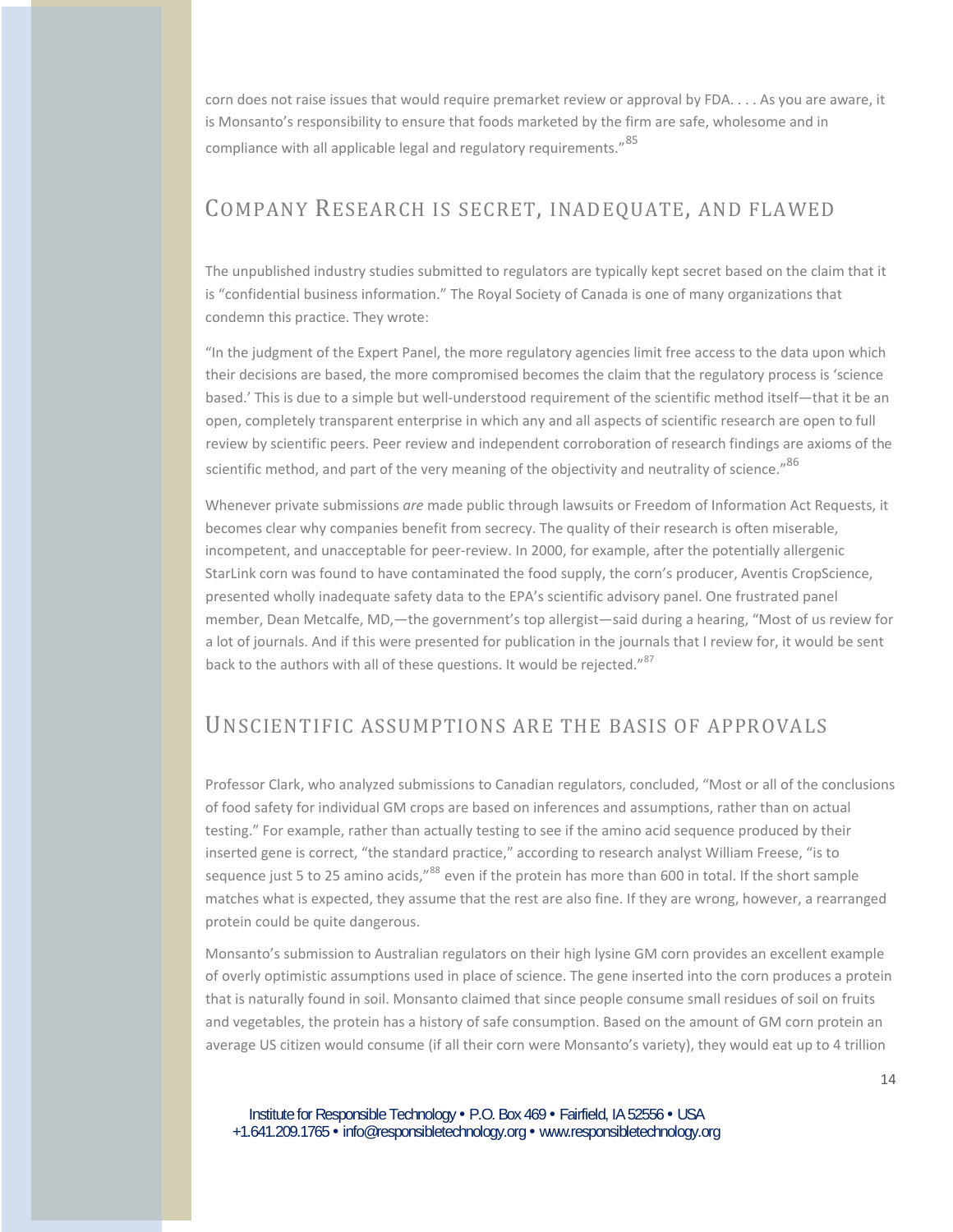corn does not raise issues that would require premarket review or approval by FDA. . . . As you are aware, it is Monsanto's responsibility to ensure that foods marketed by the firm are safe, wholesome and in compliance with all applicable legal and regulatory requirements."[85]

## Company Research is Secret, Inadequate, and Flawed

The unpublished industry studies submitted to regulators are typically kept secret based on the claim that it is "confidential business information." The Royal Society of Canada is one of many organizations that condemn this practice. They wrote:

"In the judgment of the Expert Panel, the more regulatory agencies limit free access to the data upon which their decisions are based, the more compromised becomes the claim that the regulatory process is 'science based.' This is due to a simple but well-understood requirement of the scientific method itself—that it be an open, completely transparent enterprise in which any and all aspects of scientific research are open to full review by scientific peers. Peer review and independent corroboration of research findings are axioms of the scientific method, and part of the very meaning of the objectivity and neutrality of science."[86]

Whenever private submissions *are* made public through lawsuits or Freedom of Information Act Requests, it becomes clear why companies benefit from secrecy. The quality of their research is often miserable, incompetent, and unacceptable for peer-review. In 2000, for example, after the potentially allergenic StarLink corn was found to have contaminated the food supply, the corn's producer, Aventis CropScience, presented wholly inadequate safety data to the EPA's scientific advisory panel. One frustrated panel member, Dean Metcalfe, MD,—the government's top allergist—said during a hearing, "Most of us review for a lot of journals. And if this were presented for publication in the journals that I review for, it would be sent back to the authors with all of these questions. It would be rejected."[87]

## Unscientific Assumptions are the Basis of Approvals

Professor Clark, who analyzed submissions to Canadian regulators, concluded, "Most or all of the conclusions of food safety for individual GM crops are based on inferences and assumptions, rather than on actual testing." For example, rather than actually testing to see if the amino acid sequence produced by their inserted gene is correct, "the standard practice," according to research analyst William Freese, "is to sequence just 5 to 25 amino acids,"[88] even if the protein has more than 600 in total. If the short sample matches what is expected, they assume that the rest are also fine. If they are wrong, however, a rearranged protein could be quite dangerous.

Monsanto's submission to Australian regulators on their high lysine GM corn provides an excellent example of overly optimistic assumptions used in place of science. The gene inserted into the corn produces a protein that is naturally found in soil. Monsanto claimed that since people consume small residues of soil on fruits and vegetables, the protein has a history of safe consumption. Based on the amount of GM corn protein an average US citizen would consume (if all their corn were Monsanto's variety), they would eat up to 4 trillion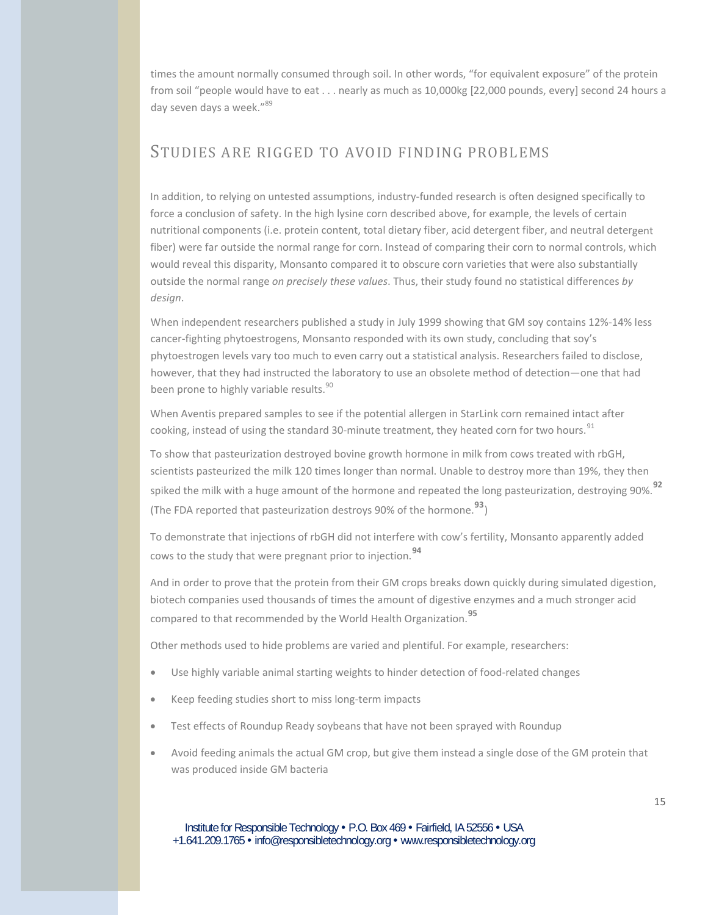times the amount normally consumed through soil. In other words, "for equivalent exposure" of the protein from soil "people would have to eat . . . nearly as much as 10,000kg [22,000 pounds, every] second 24 hours a day seven days a week."[89]

## STUDIES ARE RIGGED TO AVOID FINDING PROBLEMS

In addition, to relying on untested assumptions, industry-funded research is often designed specifically to force a conclusion of safety. In the high lysine corn described above, for example, the levels of certain nutritional components (i.e. protein content, total dietary fiber, acid detergent fiber, and neutral detergent fiber) were far outside the normal range for corn. Instead of comparing their corn to normal controls, which would reveal this disparity, Monsanto compared it to obscure corn varieties that were also substantially outside the normal range *on precisely these values*. Thus, their study found no statistical differences *by design*.

When independent researchers published a study in July 1999 showing that GM soy contains 12%-14% less cancer-fighting phytoestrogens, Monsanto responded with its own study, concluding that soy's phytoestrogen levels vary too much to even carry out a statistical analysis. Researchers failed to disclose, however, that they had instructed the laboratory to use an obsolete method of detection—one that had been prone to highly variable results.[90]

When Aventis prepared samples to see if the potential allergen in StarLink corn remained intact after cooking, instead of using the standard 30-minute treatment, they heated corn for two hours.[91]

To show that pasteurization destroyed bovine growth hormone in milk from cows treated with rbGH, scientists pasteurized the milk 120 times longer than normal. Unable to destroy more than 19%, they then spiked the milk with a huge amount of the hormone and repeated the long pasteurization, destroying 90%.[92] (The FDA reported that pasteurization destroys 90% of the hormone.[93])

To demonstrate that injections of rbGH did not interfere with cow's fertility, Monsanto apparently added cows to the study that were pregnant prior to injection.[94]

And in order to prove that the protein from their GM crops breaks down quickly during simulated digestion, biotech companies used thousands of times the amount of digestive enzymes and a much stronger acid compared to that recommended by the World Health Organization.[95]

Other methods used to hide problems are varied and plentiful. For example, researchers:

- Use highly variable animal starting weights to hinder detection of food-related changes
- Keep feeding studies short to miss long-term impacts
- Test effects of Roundup Ready soybeans that have not been sprayed with Roundup
- Avoid feeding animals the actual GM crop, but give them instead a single dose of the GM protein that was produced inside GM bacteria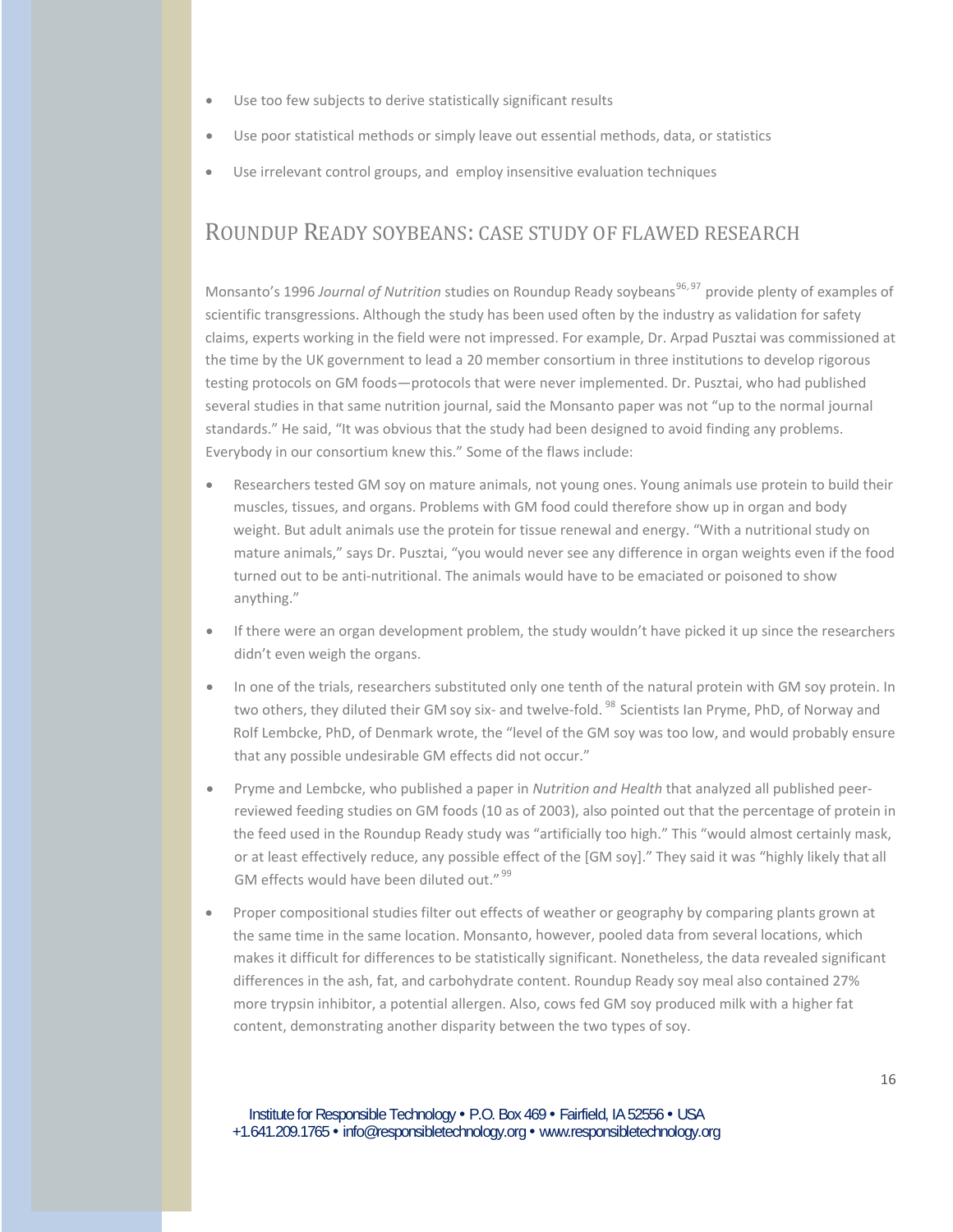- Use too few subjects to derive statistically significant results
- Use poor statistical methods or simply leave out essential methods, data, or statistics
- Use irrelevant control groups, and employ insensitive evaluation techniques

## ROUNDUP READY SOYBEANS: CASE STUDY OF FLAWED RESEARCH

Monsanto's 1996 *Journal of Nutrition* studies on Roundup Ready soybeans[96, 97] provide plenty of examples of scientific transgressions. Although the study has been used often by the industry as validation for safety claims, experts working in the field were not impressed. For example, Dr. Arpad Pusztai was commissioned at the time by the UK government to lead a 20 member consortium in three institutions to develop rigorous testing protocols on GM foods—protocols that were never implemented. Dr. Pusztai, who had published several studies in that same nutrition journal, said the Monsanto paper was not "up to the normal journal standards." He said, "It was obvious that the study had been designed to avoid finding any problems. Everybody in our consortium knew this." Some of the flaws include:

- Researchers tested GM soy on mature animals, not young ones. Young animals use protein to build their muscles, tissues, and organs. Problems with GM food could therefore show up in organ and body weight. But adult animals use the protein for tissue renewal and energy. "With a nutritional study on mature animals," says Dr. Pusztai, "you would never see any difference in organ weights even if the food turned out to be anti-nutritional. The animals would have to be emaciated or poisoned to show anything."
- If there were an organ development problem, the study wouldn't have picked it up since the researchers didn't even weigh the organs.
- In one of the trials, researchers substituted only one tenth of the natural protein with GM soy protein. In two others, they diluted their GM soy six- and twelve-fold. [98] Scientists Ian Pryme, PhD, of Norway and Rolf Lembcke, PhD, of Denmark wrote, the "level of the GM soy was too low, and would probably ensure that any possible undesirable GM effects did not occur."
- Pryme and Lembcke, who published a paper in *Nutrition and Health* that analyzed all published peer-reviewed feeding studies on GM foods (10 as of 2003), also pointed out that the percentage of protein in the feed used in the Roundup Ready study was "artificially too high." This "would almost certainly mask, or at least effectively reduce, any possible effect of the [GM soy]." They said it was "highly likely that all GM effects would have been diluted out." [99]
- Proper compositional studies filter out effects of weather or geography by comparing plants grown at the same time in the same location. Monsanto, however, pooled data from several locations, which makes it difficult for differences to be statistically significant. Nonetheless, the data revealed significant differences in the ash, fat, and carbohydrate content. Roundup Ready soy meal also contained 27% more trypsin inhibitor, a potential allergen. Also, cows fed GM soy produced milk with a higher fat content, demonstrating another disparity between the two types of soy.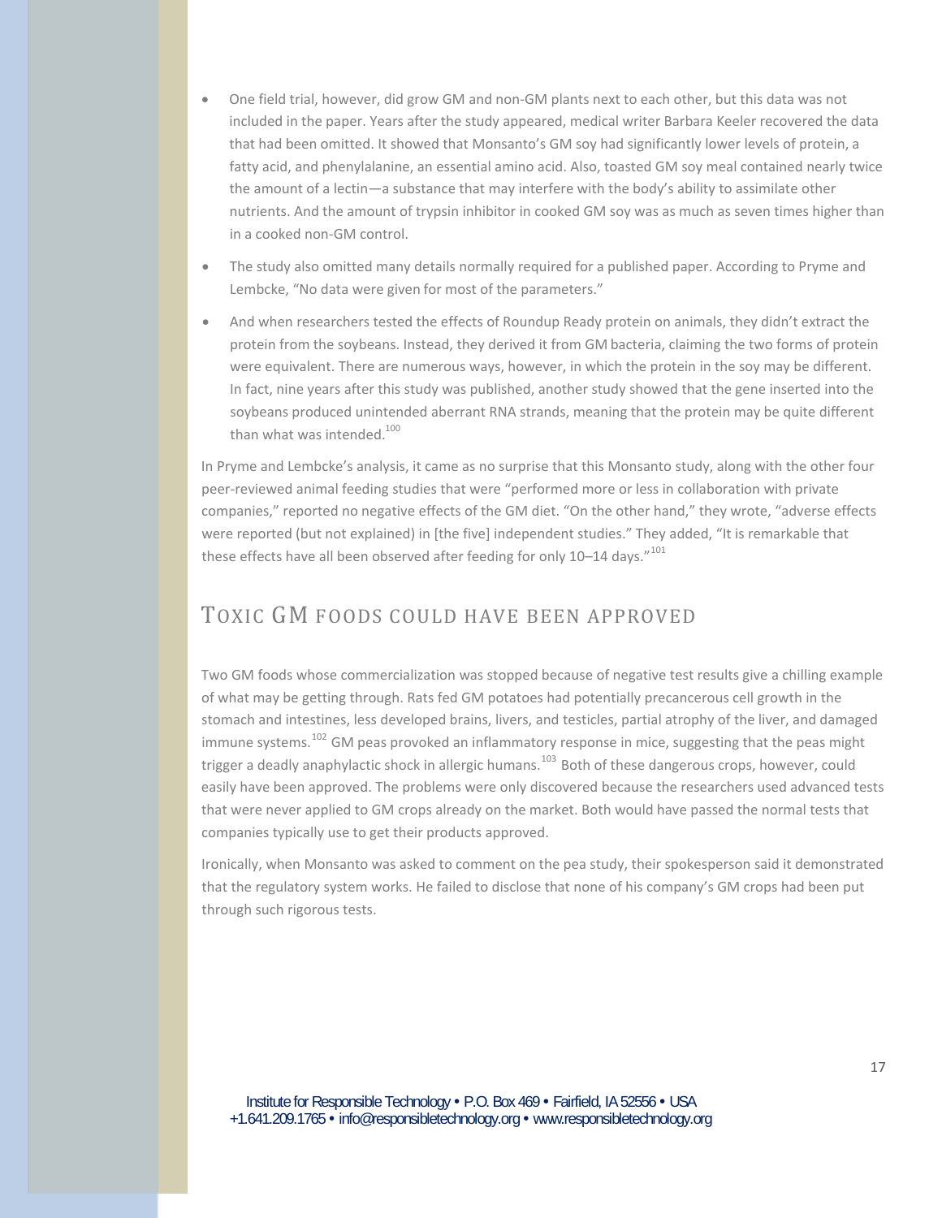- One field trial, however, did grow GM and non-GM plants next to each other, but this data was not included in the paper. Years after the study appeared, medical writer Barbara Keeler recovered the data that had been omitted. It showed that Monsanto's GM soy had significantly lower levels of protein, a fatty acid, and phenylalanine, an essential amino acid. Also, toasted GM soy meal contained nearly twice the amount of a lectin—a substance that may interfere with the body's ability to assimilate other nutrients. And the amount of trypsin inhibitor in cooked GM soy was as much as seven times higher than in a cooked non-GM control.
- The study also omitted many details normally required for a published paper. According to Pryme and Lembcke, "No data were given for most of the parameters."
- And when researchers tested the effects of Roundup Ready protein on animals, they didn't extract the protein from the soybeans. Instead, they derived it from GM bacteria, claiming the two forms of protein were equivalent. There are numerous ways, however, in which the protein in the soy may be different. In fact, nine years after this study was published, another study showed that the gene inserted into the soybeans produced unintended aberrant RNA strands, meaning that the protein may be quite different than what was intended.[100]

In Pryme and Lembcke's analysis, it came as no surprise that this Monsanto study, along with the other four peer-reviewed animal feeding studies that were "performed more or less in collaboration with private companies," reported no negative effects of the GM diet. "On the other hand," they wrote, "adverse effects were reported (but not explained) in [the five] independent studies." They added, "It is remarkable that these effects have all been observed after feeding for only 10–14 days."[101]

## Toxic GM foods could have been approved

Two GM foods whose commercialization was stopped because of negative test results give a chilling example of what may be getting through. Rats fed GM potatoes had potentially precancerous cell growth in the stomach and intestines, less developed brains, livers, and testicles, partial atrophy of the liver, and damaged immune systems.[102] GM peas provoked an inflammatory response in mice, suggesting that the peas might trigger a deadly anaphylactic shock in allergic humans.[103] Both of these dangerous crops, however, could easily have been approved. The problems were only discovered because the researchers used advanced tests that were never applied to GM crops already on the market. Both would have passed the normal tests that companies typically use to get their products approved.

Ironically, when Monsanto was asked to comment on the pea study, their spokesperson said it demonstrated that the regulatory system works. He failed to disclose that none of his company's GM crops had been put through such rigorous tests.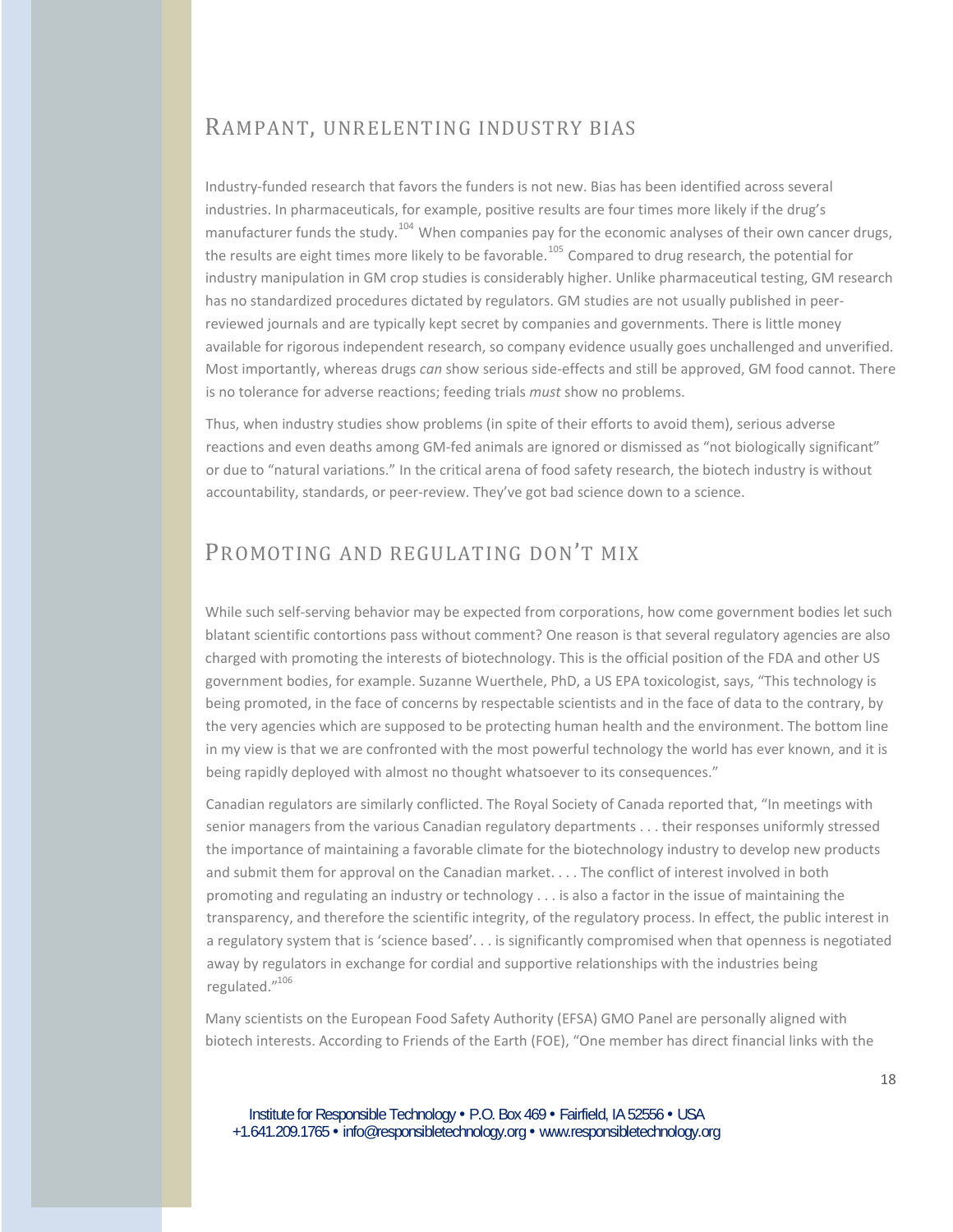## RAMPANT, UNRELENTING INDUSTRY BIAS

Industry-funded research that favors the funders is not new. Bias has been identified across several industries. In pharmaceuticals, for example, positive results are four times more likely if the drug's manufacturer funds the study.[104] When companies pay for the economic analyses of their own cancer drugs, the results are eight times more likely to be favorable.[105] Compared to drug research, the potential for industry manipulation in GM crop studies is considerably higher. Unlike pharmaceutical testing, GM research has no standardized procedures dictated by regulators. GM studies are not usually published in peer-reviewed journals and are typically kept secret by companies and governments. There is little money available for rigorous independent research, so company evidence usually goes unchallenged and unverified. Most importantly, whereas drugs *can* show serious side-effects and still be approved, GM food cannot. There is no tolerance for adverse reactions; feeding trials *must* show no problems.

Thus, when industry studies show problems (in spite of their efforts to avoid them), serious adverse reactions and even deaths among GM-fed animals are ignored or dismissed as "not biologically significant" or due to "natural variations." In the critical arena of food safety research, the biotech industry is without accountability, standards, or peer-review. They've got bad science down to a science.

## PROMOTING AND REGULATING DON'T MIX

While such self-serving behavior may be expected from corporations, how come government bodies let such blatant scientific contortions pass without comment? One reason is that several regulatory agencies are also charged with promoting the interests of biotechnology. This is the official position of the FDA and other US government bodies, for example. Suzanne Wuerthele, PhD, a US EPA toxicologist, says, "This technology is being promoted, in the face of concerns by respectable scientists and in the face of data to the contrary, by the very agencies which are supposed to be protecting human health and the environment. The bottom line in my view is that we are confronted with the most powerful technology the world has ever known, and it is being rapidly deployed with almost no thought whatsoever to its consequences."

Canadian regulators are similarly conflicted. The Royal Society of Canada reported that, "In meetings with senior managers from the various Canadian regulatory departments . . . their responses uniformly stressed the importance of maintaining a favorable climate for the biotechnology industry to develop new products and submit them for approval on the Canadian market. . . . The conflict of interest involved in both promoting and regulating an industry or technology . . . is also a factor in the issue of maintaining the transparency, and therefore the scientific integrity, of the regulatory process. In effect, the public interest in a regulatory system that is 'science based'. . . is significantly compromised when that openness is negotiated away by regulators in exchange for cordial and supportive relationships with the industries being regulated."[106]

Many scientists on the European Food Safety Authority (EFSA) GMO Panel are personally aligned with biotech interests. According to Friends of the Earth (FOE), "One member has direct financial links with the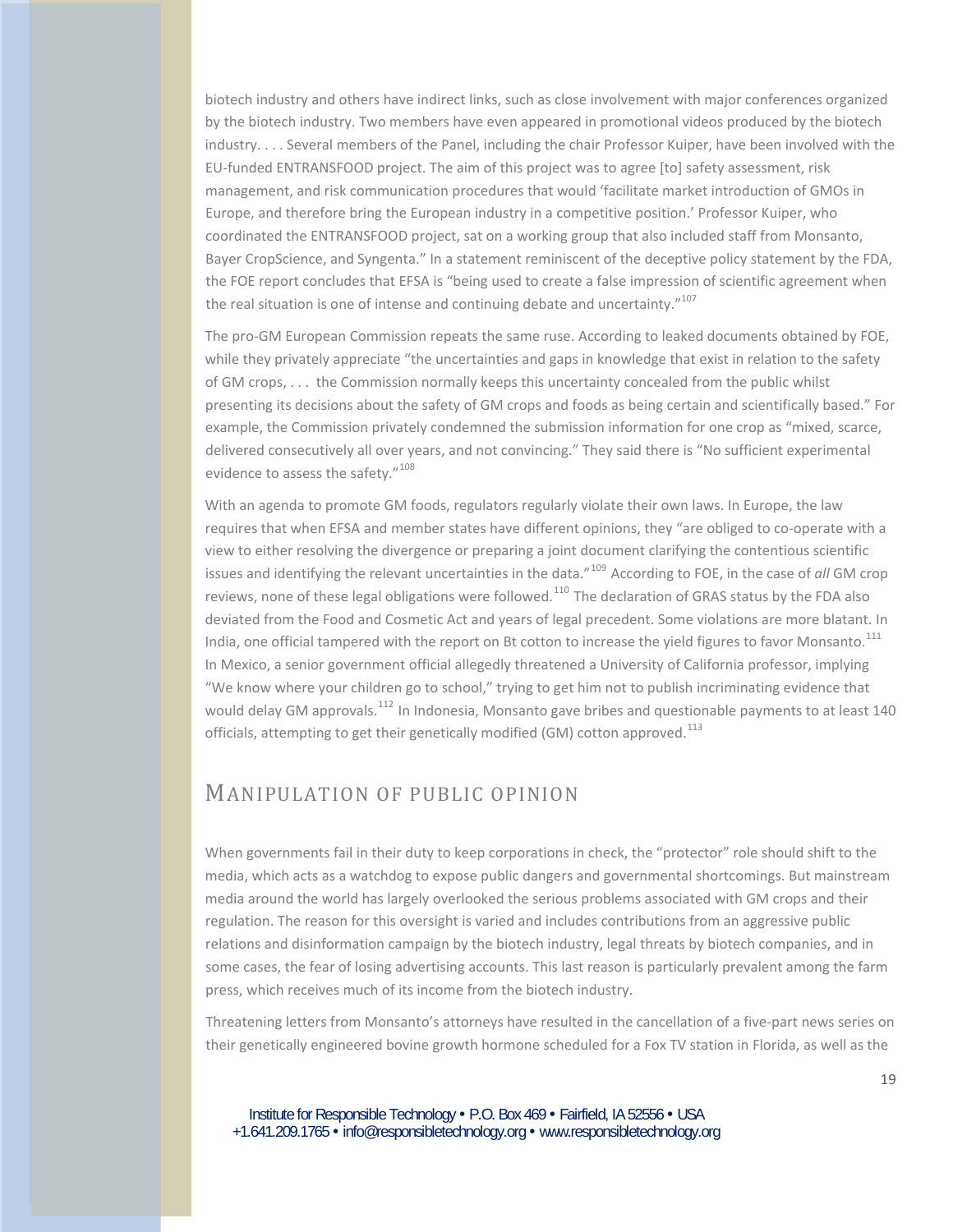biotech industry and others have indirect links, such as close involvement with major conferences organized by the biotech industry. Two members have even appeared in promotional videos produced by the biotech industry. . . . Several members of the Panel, including the chair Professor Kuiper, have been involved with the EU-funded ENTRANSFOOD project. The aim of this project was to agree [to] safety assessment, risk management, and risk communication procedures that would 'facilitate market introduction of GMOs in Europe, and therefore bring the European industry in a competitive position.' Professor Kuiper, who coordinated the ENTRANSFOOD project, sat on a working group that also included staff from Monsanto, Bayer CropScience, and Syngenta." In a statement reminiscent of the deceptive policy statement by the FDA, the FOE report concludes that EFSA is "being used to create a false impression of scientific agreement when the real situation is one of intense and continuing debate and uncertainty."[107]

The pro-GM European Commission repeats the same ruse. According to leaked documents obtained by FOE, while they privately appreciate "the uncertainties and gaps in knowledge that exist in relation to the safety of GM crops, . . . the Commission normally keeps this uncertainty concealed from the public whilst presenting its decisions about the safety of GM crops and foods as being certain and scientifically based." For example, the Commission privately condemned the submission information for one crop as "mixed, scarce, delivered consecutively all over years, and not convincing." They said there is "No sufficient experimental evidence to assess the safety."[108]

With an agenda to promote GM foods, regulators regularly violate their own laws. In Europe, the law requires that when EFSA and member states have different opinions, they "are obliged to co-operate with a view to either resolving the divergence or preparing a joint document clarifying the contentious scientific issues and identifying the relevant uncertainties in the data."[109] According to FOE, in the case of *all* GM crop reviews, none of these legal obligations were followed.[110] The declaration of GRAS status by the FDA also deviated from the Food and Cosmetic Act and years of legal precedent. Some violations are more blatant. In India, one official tampered with the report on Bt cotton to increase the yield figures to favor Monsanto.[111] In Mexico, a senior government official allegedly threatened a University of California professor, implying "We know where your children go to school," trying to get him not to publish incriminating evidence that would delay GM approvals.[112] In Indonesia, Monsanto gave bribes and questionable payments to at least 140 officials, attempting to get their genetically modified (GM) cotton approved.[113]

## Manipulation of Public Opinion

When governments fail in their duty to keep corporations in check, the "protector" role should shift to the media, which acts as a watchdog to expose public dangers and governmental shortcomings. But mainstream media around the world has largely overlooked the serious problems associated with GM crops and their regulation. The reason for this oversight is varied and includes contributions from an aggressive public relations and disinformation campaign by the biotech industry, legal threats by biotech companies, and in some cases, the fear of losing advertising accounts. This last reason is particularly prevalent among the farm press, which receives much of its income from the biotech industry.

Threatening letters from Monsanto's attorneys have resulted in the cancellation of a five-part news series on their genetically engineered bovine growth hormone scheduled for a Fox TV station in Florida, as well as the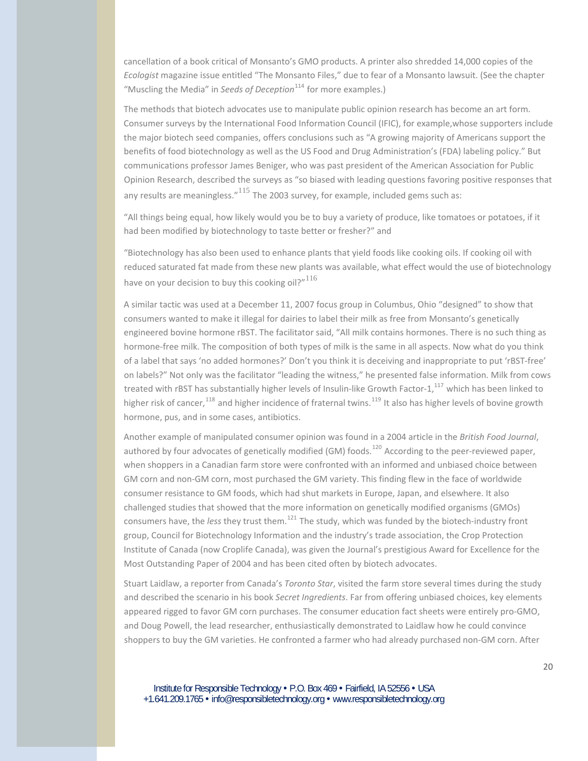cancellation of a book critical of Monsanto's GMO products. A printer also shredded 14,000 copies of the *Ecologist* magazine issue entitled "The Monsanto Files," due to fear of a Monsanto lawsuit. (See the chapter "Muscling the Media" in *Seeds of Deception*[114] for more examples.)

The methods that biotech advocates use to manipulate public opinion research has become an art form. Consumer surveys by the International Food Information Council (IFIC), for example,whose supporters include the major biotech seed companies, offers conclusions such as "A growing majority of Americans support the benefits of food biotechnology as well as the US Food and Drug Administration's (FDA) labeling policy." But communications professor James Beniger, who was past president of the American Association for Public Opinion Research, described the surveys as "so biased with leading questions favoring positive responses that any results are meaningless."[115] The 2003 survey, for example, included gems such as:

"All things being equal, how likely would you be to buy a variety of produce, like tomatoes or potatoes, if it had been modified by biotechnology to taste better or fresher?" and

"Biotechnology has also been used to enhance plants that yield foods like cooking oils. If cooking oil with reduced saturated fat made from these new plants was available, what effect would the use of biotechnology have on your decision to buy this cooking oil?"[116]

A similar tactic was used at a December 11, 2007 focus group in Columbus, Ohio "designed" to show that consumers wanted to make it illegal for dairies to label their milk as free from Monsanto's genetically engineered bovine hormone rBST. The facilitator said, "All milk contains hormones. There is no such thing as hormone-free milk. The composition of both types of milk is the same in all aspects. Now what do you think of a label that says 'no added hormones?' Don't you think it is deceiving and inappropriate to put 'rBST-free' on labels?" Not only was the facilitator "leading the witness," he presented false information. Milk from cows treated with rBST has substantially higher levels of Insulin-like Growth Factor-1,[117] which has been linked to higher risk of cancer,[118] and higher incidence of fraternal twins.[119] It also has higher levels of bovine growth hormone, pus, and in some cases, antibiotics.

Another example of manipulated consumer opinion was found in a 2004 article in the *British Food Journal*, authored by four advocates of genetically modified (GM) foods.[120] According to the peer-reviewed paper, when shoppers in a Canadian farm store were confronted with an informed and unbiased choice between GM corn and non-GM corn, most purchased the GM variety. This finding flew in the face of worldwide consumer resistance to GM foods, which had shut markets in Europe, Japan, and elsewhere. It also challenged studies that showed that the more information on genetically modified organisms (GMOs) consumers have, the *less* they trust them.[121] The study, which was funded by the biotech-industry front group, Council for Biotechnology Information and the industry's trade association, the Crop Protection Institute of Canada (now Croplife Canada), was given the Journal's prestigious Award for Excellence for the Most Outstanding Paper of 2004 and has been cited often by biotech advocates.

Stuart Laidlaw, a reporter from Canada's *Toronto Star*, visited the farm store several times during the study and described the scenario in his book *Secret Ingredients*. Far from offering unbiased choices, key elements appeared rigged to favor GM corn purchases. The consumer education fact sheets were entirely pro-GMO, and Doug Powell, the lead researcher, enthusiastically demonstrated to Laidlaw how he could convince shoppers to buy the GM varieties. He confronted a farmer who had already purchased non-GM corn. After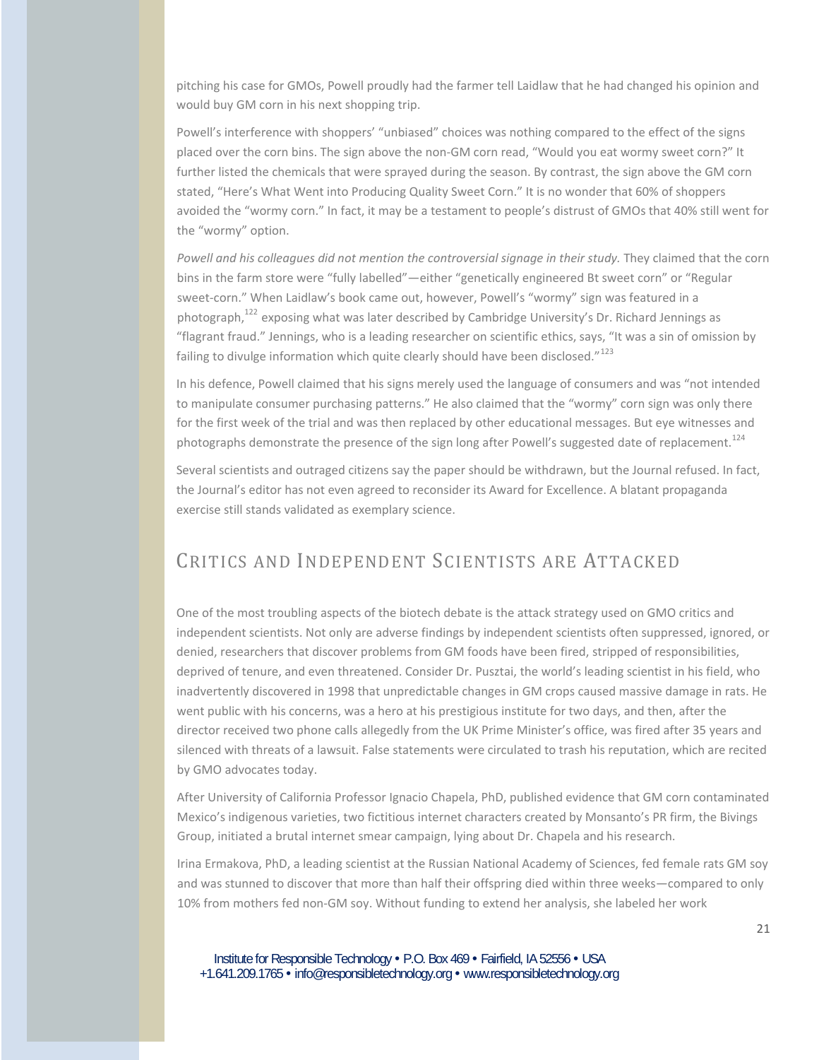pitching his case for GMOs, Powell proudly had the farmer tell Laidlaw that he had changed his opinion and would buy GM corn in his next shopping trip.

Powell's interference with shoppers' "unbiased" choices was nothing compared to the effect of the signs placed over the corn bins. The sign above the non-GM corn read, "Would you eat wormy sweet corn?" It further listed the chemicals that were sprayed during the season. By contrast, the sign above the GM corn stated, "Here's What Went into Producing Quality Sweet Corn." It is no wonder that 60% of shoppers avoided the "wormy corn." In fact, it may be a testament to people's distrust of GMOs that 40% still went for the "wormy" option.

*Powell and his colleagues did not mention the controversial signage in their study.* They claimed that the corn bins in the farm store were "fully labelled"—either "genetically engineered Bt sweet corn" or "Regular sweet-corn." When Laidlaw's book came out, however, Powell's "wormy" sign was featured in a photograph,[122] exposing what was later described by Cambridge University's Dr. Richard Jennings as "flagrant fraud." Jennings, who is a leading researcher on scientific ethics, says, "It was a sin of omission by failing to divulge information which quite clearly should have been disclosed."[123]

In his defence, Powell claimed that his signs merely used the language of consumers and was "not intended to manipulate consumer purchasing patterns." He also claimed that the "wormy" corn sign was only there for the first week of the trial and was then replaced by other educational messages. But eye witnesses and photographs demonstrate the presence of the sign long after Powell's suggested date of replacement.[124]

Several scientists and outraged citizens say the paper should be withdrawn, but the Journal refused. In fact, the Journal's editor has not even agreed to reconsider its Award for Excellence. A blatant propaganda exercise still stands validated as exemplary science.

## Critics and Independent Scientists are Attacked

One of the most troubling aspects of the biotech debate is the attack strategy used on GMO critics and independent scientists. Not only are adverse findings by independent scientists often suppressed, ignored, or denied, researchers that discover problems from GM foods have been fired, stripped of responsibilities, deprived of tenure, and even threatened. Consider Dr. Pusztai, the world's leading scientist in his field, who inadvertently discovered in 1998 that unpredictable changes in GM crops caused massive damage in rats. He went public with his concerns, was a hero at his prestigious institute for two days, and then, after the director received two phone calls allegedly from the UK Prime Minister's office, was fired after 35 years and silenced with threats of a lawsuit. False statements were circulated to trash his reputation, which are recited by GMO advocates today.

After University of California Professor Ignacio Chapela, PhD, published evidence that GM corn contaminated Mexico's indigenous varieties, two fictitious internet characters created by Monsanto's PR firm, the Bivings Group, initiated a brutal internet smear campaign, lying about Dr. Chapela and his research.

Irina Ermakova, PhD, a leading scientist at the Russian National Academy of Sciences, fed female rats GM soy and was stunned to discover that more than half their offspring died within three weeks—compared to only 10% from mothers fed non-GM soy. Without funding to extend her analysis, she labeled her work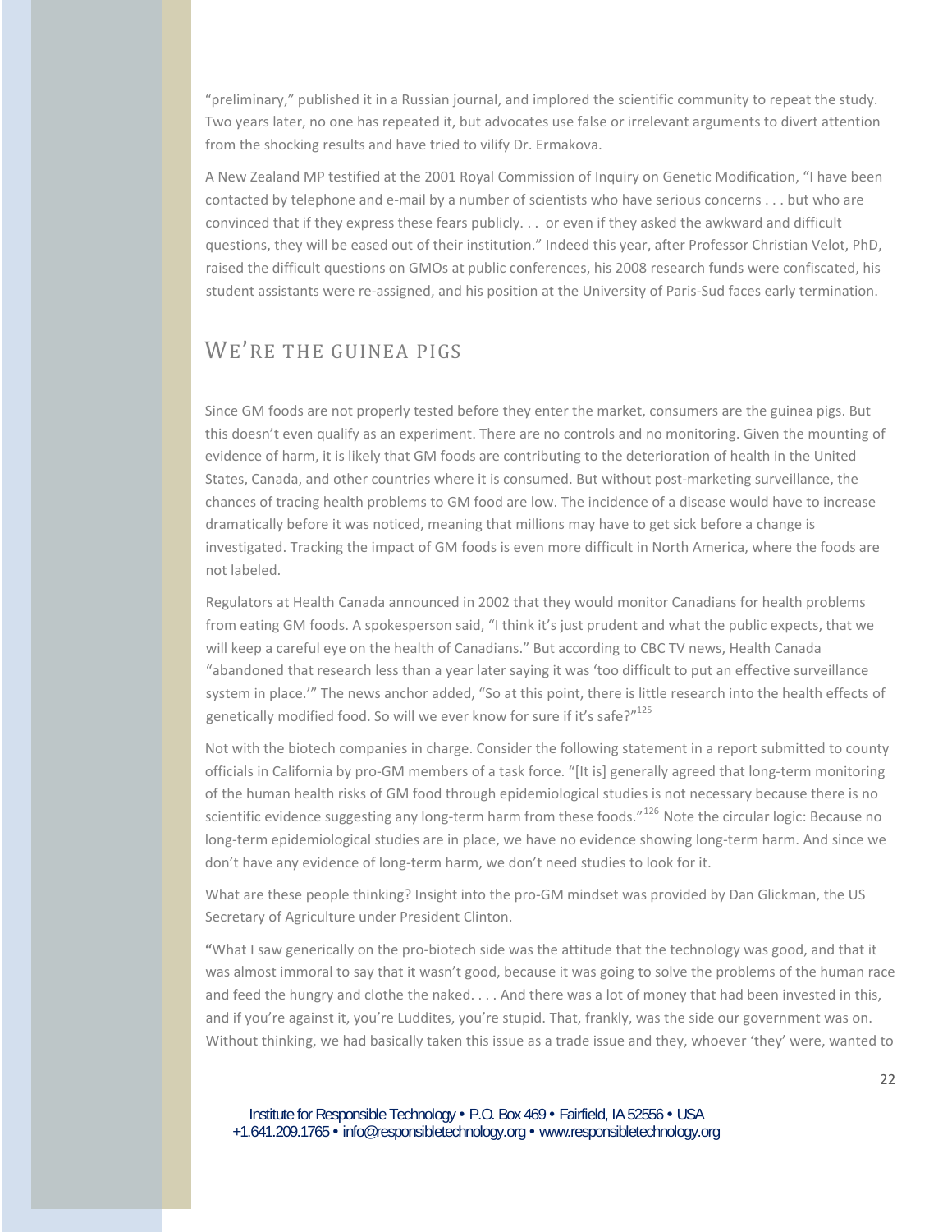"preliminary," published it in a Russian journal, and implored the scientific community to repeat the study. Two years later, no one has repeated it, but advocates use false or irrelevant arguments to divert attention from the shocking results and have tried to vilify Dr. Ermakova.

A New Zealand MP testified at the 2001 Royal Commission of Inquiry on Genetic Modification, "I have been contacted by telephone and e-mail by a number of scientists who have serious concerns . . . but who are convinced that if they express these fears publicly. . . or even if they asked the awkward and difficult questions, they will be eased out of their institution." Indeed this year, after Professor Christian Velot, PhD, raised the difficult questions on GMOs at public conferences, his 2008 research funds were confiscated, his student assistants were re-assigned, and his position at the University of Paris-Sud faces early termination.

## We're the Guinea Pigs

Since GM foods are not properly tested before they enter the market, consumers are the guinea pigs. But this doesn't even qualify as an experiment. There are no controls and no monitoring. Given the mounting of evidence of harm, it is likely that GM foods are contributing to the deterioration of health in the United States, Canada, and other countries where it is consumed. But without post-marketing surveillance, the chances of tracing health problems to GM food are low. The incidence of a disease would have to increase dramatically before it was noticed, meaning that millions may have to get sick before a change is investigated. Tracking the impact of GM foods is even more difficult in North America, where the foods are not labeled.

Regulators at Health Canada announced in 2002 that they would monitor Canadians for health problems from eating GM foods. A spokesperson said, "I think it's just prudent and what the public expects, that we will keep a careful eye on the health of Canadians." But according to CBC TV news, Health Canada "abandoned that research less than a year later saying it was 'too difficult to put an effective surveillance system in place.'" The news anchor added, "So at this point, there is little research into the health effects of genetically modified food. So will we ever know for sure if it's safe?"[125]

Not with the biotech companies in charge. Consider the following statement in a report submitted to county officials in California by pro-GM members of a task force. "[It is] generally agreed that long-term monitoring of the human health risks of GM food through epidemiological studies is not necessary because there is no scientific evidence suggesting any long-term harm from these foods."[126] Note the circular logic: Because no long-term epidemiological studies are in place, we have no evidence showing long-term harm. And since we don't have any evidence of long-term harm, we don't need studies to look for it.

What are these people thinking? Insight into the pro-GM mindset was provided by Dan Glickman, the US Secretary of Agriculture under President Clinton.

"What I saw generically on the pro-biotech side was the attitude that the technology was good, and that it was almost immoral to say that it wasn't good, because it was going to solve the problems of the human race and feed the hungry and clothe the naked. . . . And there was a lot of money that had been invested in this, and if you're against it, you're Luddites, you're stupid. That, frankly, was the side our government was on. Without thinking, we had basically taken this issue as a trade issue and they, whoever 'they' were, wanted to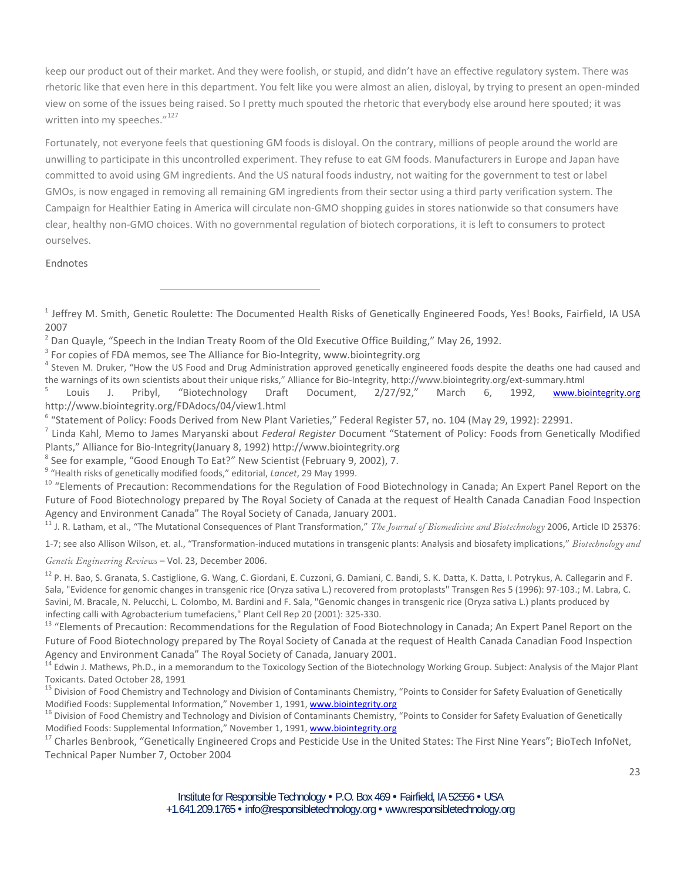keep our product out of their market. And they were foolish, or stupid, and didn't have an effective regulatory system. There was rhetoric like that even here in this department. You felt like you were almost an alien, disloyal, by trying to present an open-minded view on some of the issues being raised. So I pretty much spouted the rhetoric that everybody else around here spouted; it was written into my speeches."[127]

Fortunately, not everyone feels that questioning GM foods is disloyal. On the contrary, millions of people around the world are unwilling to participate in this uncontrolled experiment. They refuse to eat GM foods. Manufacturers in Europe and Japan have committed to avoid using GM ingredients. And the US natural foods industry, not waiting for the government to test or label GMOs, is now engaged in removing all remaining GM ingredients from their sector using a third party verification system. The Campaign for Healthier Eating in America will circulate non-GMO shopping guides in stores nationwide so that consumers have clear, healthy non-GMO choices. With no governmental regulation of biotech corporations, it is left to consumers to protect ourselves.

Endnotes

---

[1] Jeffrey M. Smith, Genetic Roulette: The Documented Health Risks of Genetically Engineered Foods, Yes! Books, Fairfield, IA USA 2007

[2] Dan Quayle, "Speech in the Indian Treaty Room of the Old Executive Office Building," May 26, 1992.

[3] For copies of FDA memos, see The Alliance for Bio-Integrity, www.biointegrity.org

[4] Steven M. Druker, "How the US Food and Drug Administration approved genetically engineered foods despite the deaths one had caused and the warnings of its own scientists about their unique risks," Alliance for Bio-Integrity, http://www.biointegrity.org/ext-summary.html

[5] Louis J. Pribyl, "Biotechnology Draft Document, 2/27/92," March 6, 1992, www.biointegrity.org http://www.biointegrity.org/FDAdocs/04/view1.html

[6] "Statement of Policy: Foods Derived from New Plant Varieties," Federal Register 57, no. 104 (May 29, 1992): 22991.

[7] Linda Kahl, Memo to James Maryanski about *Federal Register* Document "Statement of Policy: Foods from Genetically Modified Plants," Alliance for Bio-Integrity(January 8, 1992) http://www.biointegrity.org

[8] See for example, "Good Enough To Eat?" New Scientist (February 9, 2002), 7.

[9] "Health risks of genetically modified foods," editorial, *Lancet*, 29 May 1999.

[10] "Elements of Precaution: Recommendations for the Regulation of Food Biotechnology in Canada; An Expert Panel Report on the Future of Food Biotechnology prepared by The Royal Society of Canada at the request of Health Canada Canadian Food Inspection Agency and Environment Canada" The Royal Society of Canada, January 2001.

[11] J. R. Latham, et al., "The Mutational Consequences of Plant Transformation," *The Journal of Biomedicine and Biotechnology* 2006, Article ID 25376: 1-7; see also Allison Wilson, et. al., "Transformation-induced mutations in transgenic plants: Analysis and biosafety implications," *Biotechnology and Genetic Engineering Reviews* – Vol. 23, December 2006.

[12] P. H. Bao, S. Granata, S. Castiglione, G. Wang, C. Giordani, E. Cuzzoni, G. Damiani, C. Bandi, S. K. Datta, K. Datta, I. Potrykus, A. Callegarin and F. Sala, "Evidence for genomic changes in transgenic rice (Oryza sativa L.) recovered from protoplasts" Transgen Res 5 (1996): 97-103.; M. Labra, C. Savini, M. Bracale, N. Pelucchi, L. Colombo, M. Bardini and F. Sala, "Genomic changes in transgenic rice (Oryza sativa L.) plants produced by infecting calli with Agrobacterium tumefaciens," Plant Cell Rep 20 (2001): 325-330.

[13] "Elements of Precaution: Recommendations for the Regulation of Food Biotechnology in Canada; An Expert Panel Report on the Future of Food Biotechnology prepared by The Royal Society of Canada at the request of Health Canada Canadian Food Inspection Agency and Environment Canada" The Royal Society of Canada, January 2001.

[14] Edwin J. Mathews, Ph.D., in a memorandum to the Toxicology Section of the Biotechnology Working Group. Subject: Analysis of the Major Plant Toxicants. Dated October 28, 1991

[15] Division of Food Chemistry and Technology and Division of Contaminants Chemistry, "Points to Consider for Safety Evaluation of Genetically Modified Foods: Supplemental Information," November 1, 1991, www.biointegrity.org

[16] Division of Food Chemistry and Technology and Division of Contaminants Chemistry, "Points to Consider for Safety Evaluation of Genetically Modified Foods: Supplemental Information," November 1, 1991, www.biointegrity.org

[17] Charles Benbrook, "Genetically Engineered Crops and Pesticide Use in the United States: The First Nine Years"; BioTech InfoNet, Technical Paper Number 7, October 2004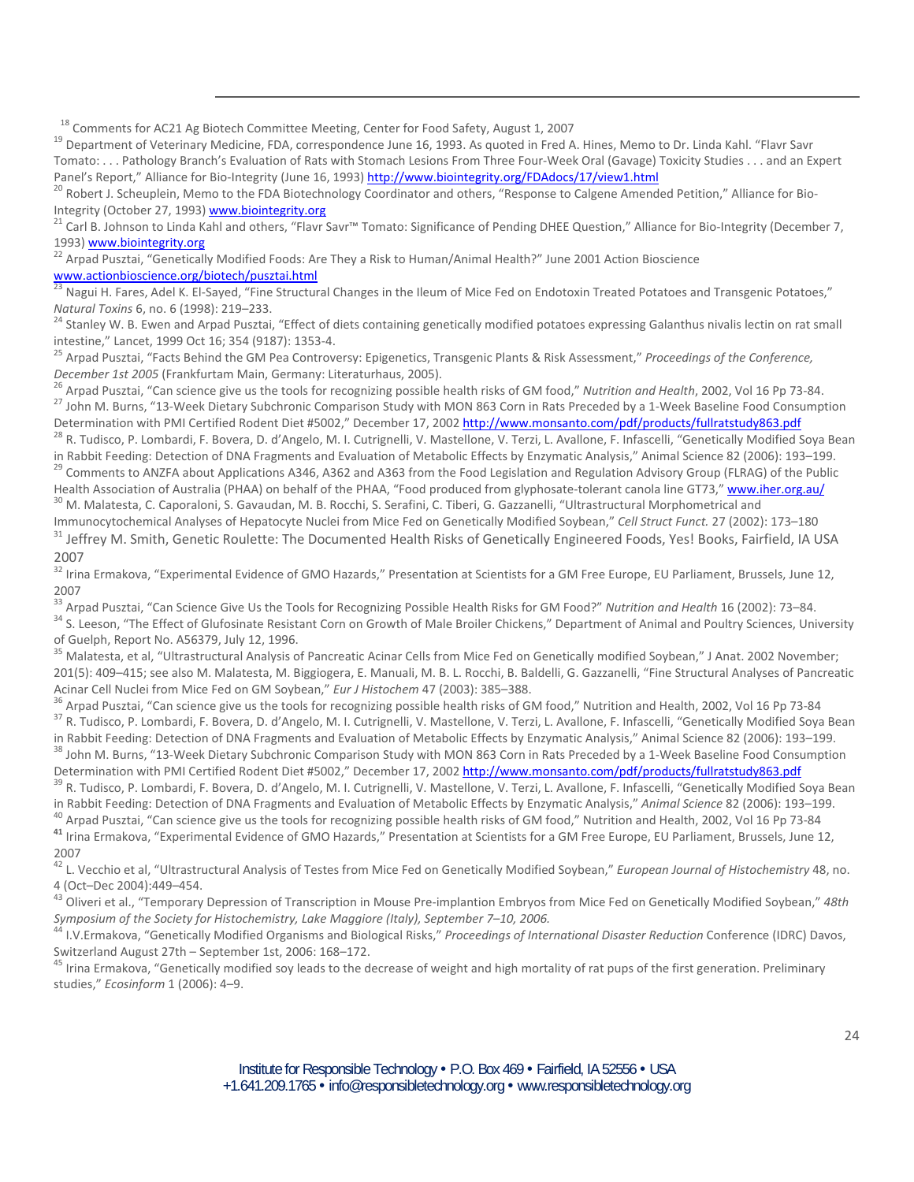[18] Comments for AC21 Ag Biotech Committee Meeting, Center for Food Safety, August 1, 2007

[19] Department of Veterinary Medicine, FDA, correspondence June 16, 1993. As quoted in Fred A. Hines, Memo to Dr. Linda Kahl. "Flavr Savr Tomato: . . . Pathology Branch's Evaluation of Rats with Stomach Lesions From Three Four-Week Oral (Gavage) Toxicity Studies . . . and an Expert Panel's Report," Alliance for Bio-Integrity (June 16, 1993) http://www.biointegrity.org/FDAdocs/17/view1.html

[20] Robert J. Scheuplein, Memo to the FDA Biotechnology Coordinator and others, "Response to Calgene Amended Petition," Alliance for Bio-Integrity (October 27, 1993) www.biointegrity.org

[21] Carl B. Johnson to Linda Kahl and others, "Flavr Savr™ Tomato: Significance of Pending DHEE Question," Alliance for Bio-Integrity (December 7, 1993) www.biointegrity.org

[22] Arpad Pusztai, "Genetically Modified Foods: Are They a Risk to Human/Animal Health?" June 2001 Action Bioscience www.actionbioscience.org/biotech/pusztai.html

[23] Nagui H. Fares, Adel K. El-Sayed, "Fine Structural Changes in the Ileum of Mice Fed on Endotoxin Treated Potatoes and Transgenic Potatoes," *Natural Toxins* 6, no. 6 (1998): 219–233.

[24] Stanley W. B. Ewen and Arpad Pusztai, "Effect of diets containing genetically modified potatoes expressing Galanthus nivalis lectin on rat small intestine," Lancet, 1999 Oct 16; 354 (9187): 1353-4.

[25] Arpad Pusztai, "Facts Behind the GM Pea Controversy: Epigenetics, Transgenic Plants & Risk Assessment," *Proceedings of the Conference, December 1st 2005* (Frankfurtam Main, Germany: Literaturhaus, 2005).

[26] Arpad Pusztai, "Can science give us the tools for recognizing possible health risks of GM food," *Nutrition and Health*, 2002, Vol 16 Pp 73-84.

[27] John M. Burns, "13-Week Dietary Subchronic Comparison Study with MON 863 Corn in Rats Preceded by a 1-Week Baseline Food Consumption Determination with PMI Certified Rodent Diet #5002," December 17, 2002 http://www.monsanto.com/pdf/products/fullratstudy863.pdf

[28] R. Tudisco, P. Lombardi, F. Bovera, D. d'Angelo, M. I. Cutrignelli, V. Mastellone, V. Terzi, L. Avallone, F. Infascelli, "Genetically Modified Soya Bean in Rabbit Feeding: Detection of DNA Fragments and Evaluation of Metabolic Effects by Enzymatic Analysis," Animal Science 82 (2006): 193–199.

[29] Comments to ANZFA about Applications A346, A362 and A363 from the Food Legislation and Regulation Advisory Group (FLRAG) of the Public Health Association of Australia (PHAA) on behalf of the PHAA, "Food produced from glyphosate-tolerant canola line GT73," www.iher.org.au/

[30] M. Malatesta, C. Caporaloni, S. Gavaudan, M. B. Rocchi, S. Serafini, C. Tiberi, G. Gazzanelli, "Ultrastructural Morphometrical and Immunocytochemical Analyses of Hepatocyte Nuclei from Mice Fed on Genetically Modified Soybean," *Cell Struct Funct.* 27 (2002): 173–180

[31] Jeffrey M. Smith, Genetic Roulette: The Documented Health Risks of Genetically Engineered Foods, Yes! Books, Fairfield, IA USA 2007

[32] Irina Ermakova, "Experimental Evidence of GMO Hazards," Presentation at Scientists for a GM Free Europe, EU Parliament, Brussels, June 12, 2007

[33] Arpad Pusztai, "Can Science Give Us the Tools for Recognizing Possible Health Risks for GM Food?" *Nutrition and Health* 16 (2002): 73–84.

[34] S. Leeson, "The Effect of Glufosinate Resistant Corn on Growth of Male Broiler Chickens," Department of Animal and Poultry Sciences, University of Guelph, Report No. A56379, July 12, 1996.

[35] Malatesta, et al, "Ultrastructural Analysis of Pancreatic Acinar Cells from Mice Fed on Genetically modified Soybean," J Anat. 2002 November; 201(5): 409–415; see also M. Malatesta, M. Biggiogera, E. Manuali, M. B. L. Rocchi, B. Baldelli, G. Gazzanelli, "Fine Structural Analyses of Pancreatic Acinar Cell Nuclei from Mice Fed on GM Soybean," *Eur J Histochem* 47 (2003): 385–388.

[36] Arpad Pusztai, "Can science give us the tools for recognizing possible health risks of GM food," Nutrition and Health, 2002, Vol 16 Pp 73-84

[37] R. Tudisco, P. Lombardi, F. Bovera, D. d'Angelo, M. I. Cutrignelli, V. Mastellone, V. Terzi, L. Avallone, F. Infascelli, "Genetically Modified Soya Bean in Rabbit Feeding: Detection of DNA Fragments and Evaluation of Metabolic Effects by Enzymatic Analysis," Animal Science 82 (2006): 193–199.

[38] John M. Burns, "13-Week Dietary Subchronic Comparison Study with MON 863 Corn in Rats Preceded by a 1-Week Baseline Food Consumption Determination with PMI Certified Rodent Diet #5002," December 17, 2002 http://www.monsanto.com/pdf/products/fullratstudy863.pdf

[39] R. Tudisco, P. Lombardi, F. Bovera, D. d'Angelo, M. I. Cutrignelli, V. Mastellone, V. Terzi, L. Avallone, F. Infascelli, "Genetically Modified Soya Bean in Rabbit Feeding: Detection of DNA Fragments and Evaluation of Metabolic Effects by Enzymatic Analysis," *Animal Science* 82 (2006): 193–199.

[40] Arpad Pusztai, "Can science give us the tools for recognizing possible health risks of GM food," Nutrition and Health, 2002, Vol 16 Pp 73-84

[41] Irina Ermakova, "Experimental Evidence of GMO Hazards," Presentation at Scientists for a GM Free Europe, EU Parliament, Brussels, June 12, 2007

[42] L. Vecchio et al, "Ultrastructural Analysis of Testes from Mice Fed on Genetically Modified Soybean," *European Journal of Histochemistry* 48, no. 4 (Oct–Dec 2004):449–454.

[43] Oliveri et al., "Temporary Depression of Transcription in Mouse Pre-implantion Embryos from Mice Fed on Genetically Modified Soybean," *48th Symposium of the Society for Histochemistry, Lake Maggiore (Italy), September 7–10, 2006.*

[44] I.V.Ermakova, "Genetically Modified Organisms and Biological Risks," *Proceedings of International Disaster Reduction* Conference (IDRC) Davos, Switzerland August 27th – September 1st, 2006: 168–172.

[45] Irina Ermakova, "Genetically modified soy leads to the decrease of weight and high mortality of rat pups of the first generation. Preliminary studies," *Ecosinform* 1 (2006): 4–9.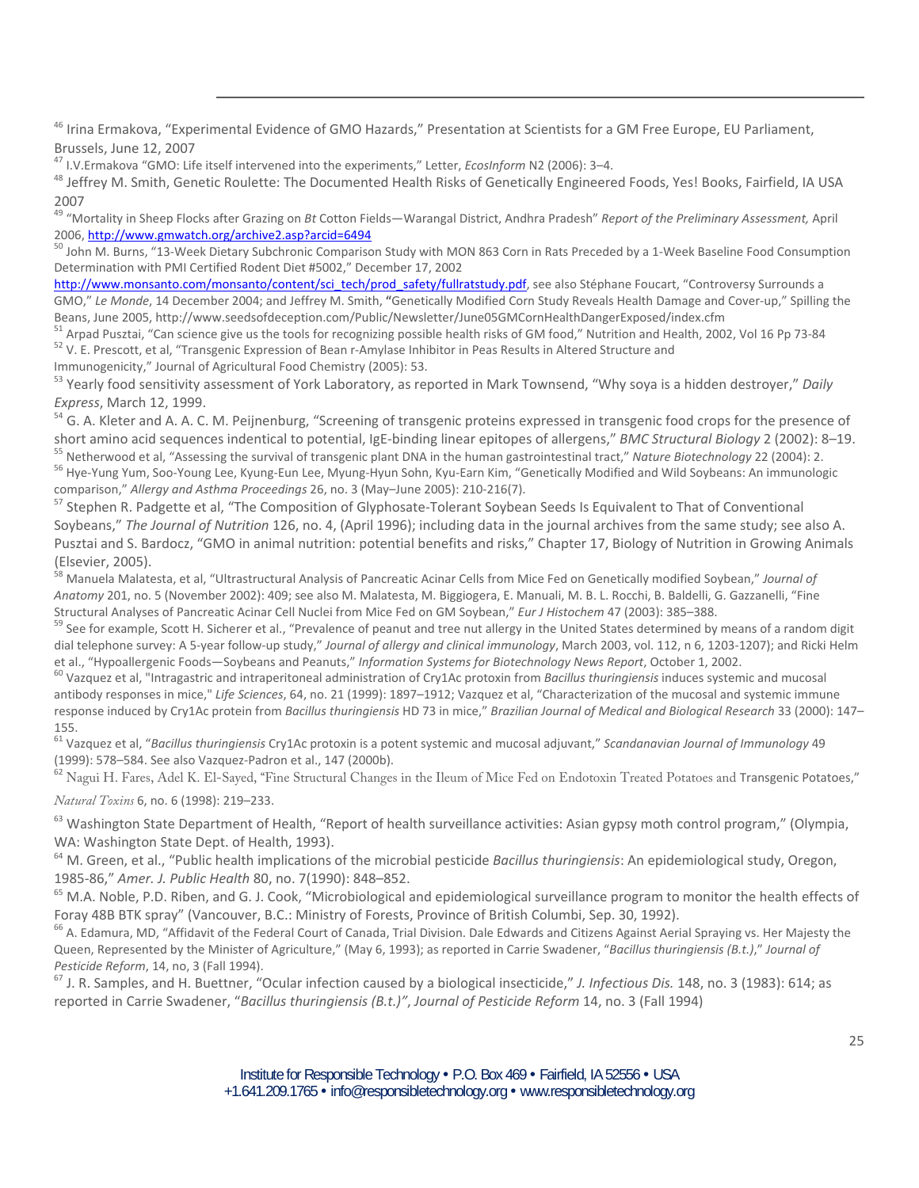[46] Irina Ermakova, "Experimental Evidence of GMO Hazards," Presentation at Scientists for a GM Free Europe, EU Parliament, Brussels, June 12, 2007

[47] I.V.Ermakova "GMO: Life itself intervened into the experiments," Letter, *EcosInform* N2 (2006): 3–4.

[48] Jeffrey M. Smith, Genetic Roulette: The Documented Health Risks of Genetically Engineered Foods, Yes! Books, Fairfield, IA USA 2007

[49] "Mortality in Sheep Flocks after Grazing on *Bt* Cotton Fields—Warangal District, Andhra Pradesh" *Report of the Preliminary Assessment,* April 2006, http://www.gmwatch.org/archive2.asp?arcid=6494

[50] John M. Burns, "13-Week Dietary Subchronic Comparison Study with MON 863 Corn in Rats Preceded by a 1-Week Baseline Food Consumption Determination with PMI Certified Rodent Diet #5002," December 17, 2002 http://www.monsanto.com/monsanto/content/sci_tech/prod_safety/fullratstudy.pdf, see also Stéphane Foucart, "Controversy Surrounds a GMO," *Le Monde*, 14 December 2004; and Jeffrey M. Smith, "Genetically Modified Corn Study Reveals Health Damage and Cover-up," Spilling the Beans, June 2005, http://www.seedsofdeception.com/Public/Newsletter/June05GMCornHealthDangerExposed/index.cfm

[51] Arpad Pusztai, "Can science give us the tools for recognizing possible health risks of GM food," Nutrition and Health, 2002, Vol 16 Pp 73-84

[52] V. E. Prescott, et al, "Transgenic Expression of Bean r-Amylase Inhibitor in Peas Results in Altered Structure and Immunogenicity," Journal of Agricultural Food Chemistry (2005): 53.

[53] Yearly food sensitivity assessment of York Laboratory, as reported in Mark Townsend, "Why soya is a hidden destroyer," *Daily Express*, March 12, 1999.

[54] G. A. Kleter and A. A. C. M. Peijnenburg, "Screening of transgenic proteins expressed in transgenic food crops for the presence of short amino acid sequences indentical to potential, IgE-binding linear epitopes of allergens," *BMC Structural Biology* 2 (2002): 8–19.

[55] Netherwood et al, "Assessing the survival of transgenic plant DNA in the human gastrointestinal tract," *Nature Biotechnology* 22 (2004): 2.

[56] Hye-Yung Yum, Soo-Young Lee, Kyung-Eun Lee, Myung-Hyun Sohn, Kyu-Earn Kim, "Genetically Modified and Wild Soybeans: An immunologic comparison," *Allergy and Asthma Proceedings* 26, no. 3 (May–June 2005): 210-216(7).

[57] Stephen R. Padgette et al, "The Composition of Glyphosate-Tolerant Soybean Seeds Is Equivalent to That of Conventional Soybeans," *The Journal of Nutrition* 126, no. 4, (April 1996); including data in the journal archives from the same study; see also A. Pusztai and S. Bardocz, "GMO in animal nutrition: potential benefits and risks," Chapter 17, Biology of Nutrition in Growing Animals (Elsevier, 2005).

[58] Manuela Malatesta, et al, "Ultrastructural Analysis of Pancreatic Acinar Cells from Mice Fed on Genetically modified Soybean," *Journal of Anatomy* 201, no. 5 (November 2002): 409; see also M. Malatesta, M. Biggiogera, E. Manuali, M. B. L. Rocchi, B. Baldelli, G. Gazzanelli, "Fine Structural Analyses of Pancreatic Acinar Cell Nuclei from Mice Fed on GM Soybean," *Eur J Histochem* 47 (2003): 385–388.

[59] See for example, Scott H. Sicherer et al., "Prevalence of peanut and tree nut allergy in the United States determined by means of a random digit dial telephone survey: A 5-year follow-up study," *Journal of allergy and clinical immunology*, March 2003, vol. 112, n 6, 1203-1207); and Ricki Helm et al., "Hypoallergenic Foods—Soybeans and Peanuts," *Information Systems for Biotechnology News Report*, October 1, 2002.

[60] Vazquez et al, "Intragastric and intraperitoneal administration of Cry1Ac protoxin from *Bacillus thuringiensis* induces systemic and mucosal antibody responses in mice," *Life Sciences*, 64, no. 21 (1999): 1897–1912; Vazquez et al, "Characterization of the mucosal and systemic immune response induced by Cry1Ac protein from *Bacillus thuringiensis* HD 73 in mice," *Brazilian Journal of Medical and Biological Research* 33 (2000): 147–155.

[61] Vazquez et al, "*Bacillus thuringiensis* Cry1Ac protoxin is a potent systemic and mucosal adjuvant," *Scandanavian Journal of Immunology* 49 (1999): 578–584. See also Vazquez-Padron et al., 147 (2000b).

[62] Nagui H. Fares, Adel K. El-Sayed, "Fine Structural Changes in the Ileum of Mice Fed on Endotoxin Treated Potatoes and Transgenic Potatoes," *Natural Toxins* 6, no. 6 (1998): 219–233.

[63] Washington State Department of Health, "Report of health surveillance activities: Asian gypsy moth control program," (Olympia, WA: Washington State Dept. of Health, 1993).

[64] M. Green, et al., "Public health implications of the microbial pesticide *Bacillus thuringiensis*: An epidemiological study, Oregon, 1985-86," *Amer. J. Public Health* 80, no. 7(1990): 848–852.

[65] M.A. Noble, P.D. Riben, and G. J. Cook, "Microbiological and epidemiological surveillance program to monitor the health effects of Foray 48B BTK spray" (Vancouver, B.C.: Ministry of Forests, Province of British Columbi, Sep. 30, 1992).

[66] A. Edamura, MD, "Affidavit of the Federal Court of Canada, Trial Division. Dale Edwards and Citizens Against Aerial Spraying vs. Her Majesty the Queen, Represented by the Minister of Agriculture," (May 6, 1993); as reported in Carrie Swadener, "*Bacillus thuringiensis (B.t.)*," *Journal of Pesticide Reform*, 14, no, 3 (Fall 1994).

[67] J. R. Samples, and H. Buettner, "Ocular infection caused by a biological insecticide," *J. Infectious Dis.* 148, no. 3 (1983): 614; as reported in Carrie Swadener, "*Bacillus thuringiensis (B.t.)"*, *Journal of Pesticide Reform* 14, no. 3 (Fall 1994)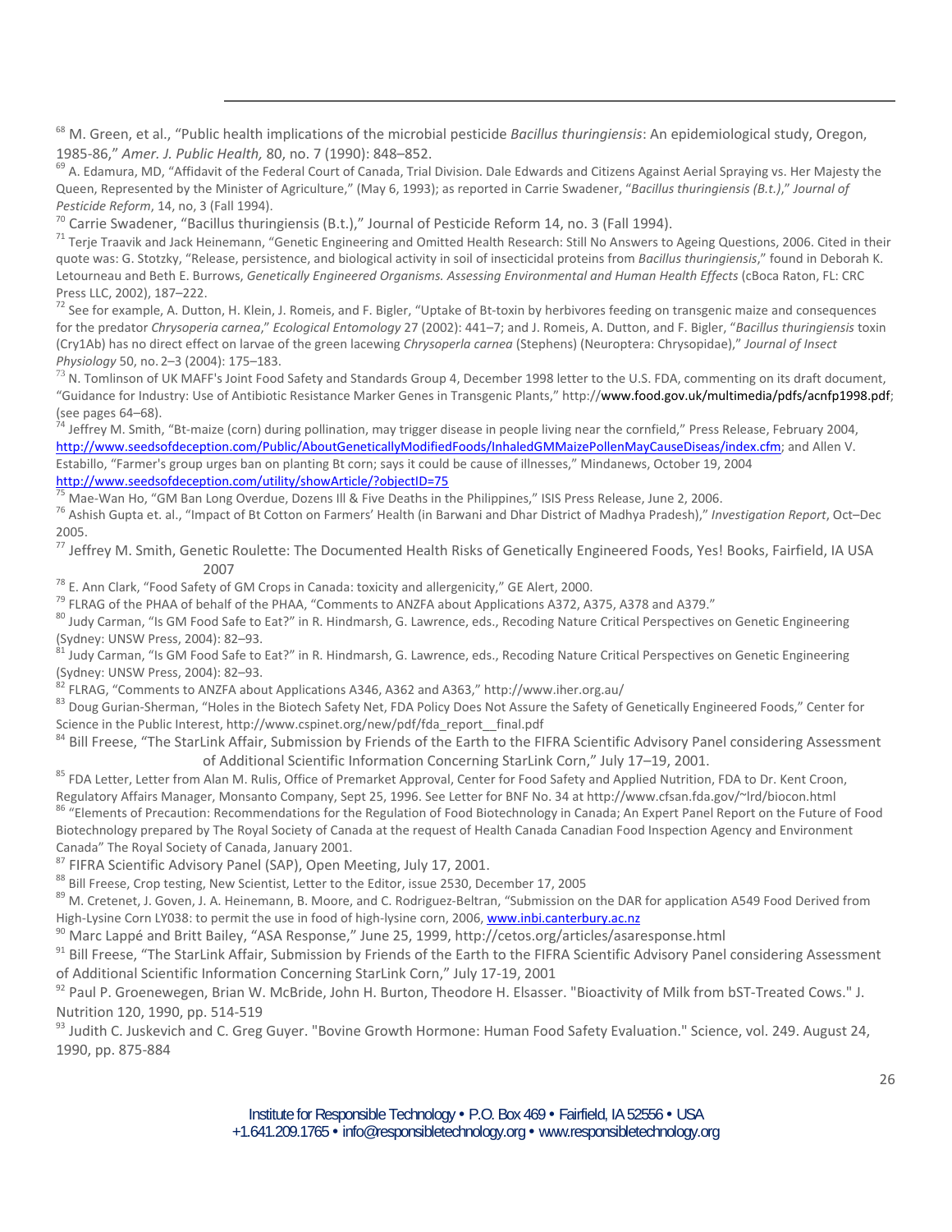[68] M. Green, et al., "Public health implications of the microbial pesticide *Bacillus thuringiensis*: An epidemiological study, Oregon, 1985-86," *Amer. J. Public Health,* 80, no. 7 (1990): 848–852.

[69] A. Edamura, MD, "Affidavit of the Federal Court of Canada, Trial Division. Dale Edwards and Citizens Against Aerial Spraying vs. Her Majesty the Queen, Represented by the Minister of Agriculture," (May 6, 1993); as reported in Carrie Swadener, "*Bacillus thuringiensis (B.t.)*," *Journal of Pesticide Reform*, 14, no, 3 (Fall 1994).

[70] Carrie Swadener, "Bacillus thuringiensis (B.t.)," Journal of Pesticide Reform 14, no. 3 (Fall 1994).

[71] Terje Traavik and Jack Heinemann, "Genetic Engineering and Omitted Health Research: Still No Answers to Ageing Questions, 2006. Cited in their quote was: G. Stotzky, "Release, persistence, and biological activity in soil of insecticidal proteins from *Bacillus thuringiensis*," found in Deborah K. Letourneau and Beth E. Burrows, *Genetically Engineered Organisms. Assessing Environmental and Human Health Effects* (cBoca Raton, FL: CRC Press LLC, 2002), 187–222.

[72] See for example, A. Dutton, H. Klein, J. Romeis, and F. Bigler, "Uptake of Bt-toxin by herbivores feeding on transgenic maize and consequences for the predator *Chrysoperia carnea*," *Ecological Entomology* 27 (2002): 441–7; and J. Romeis, A. Dutton, and F. Bigler, "*Bacillus thuringiensis* toxin (Cry1Ab) has no direct effect on larvae of the green lacewing *Chrysoperla carnea* (Stephens) (Neuroptera: Chrysopidae)," *Journal of Insect Physiology* 50, no. 2–3 (2004): 175–183.

[73] N. Tomlinson of UK MAFF's Joint Food Safety and Standards Group 4, December 1998 letter to the U.S. FDA, commenting on its draft document, "Guidance for Industry: Use of Antibiotic Resistance Marker Genes in Transgenic Plants," http://www.food.gov.uk/multimedia/pdfs/acnfp1998.pdf; (see pages 64–68).

[74] Jeffrey M. Smith, "Bt-maize (corn) during pollination, may trigger disease in people living near the cornfield," Press Release, February 2004, http://www.seedsofdeception.com/Public/AboutGeneticallyModifiedFoods/InhaledGMMaizePollenMayCauseDiseas/index.cfm; and Allen V. Estabillo, "Farmer's group urges ban on planting Bt corn; says it could be cause of illnesses," Mindanews, October 19, 2004 http://www.seedsofdeception.com/utility/showArticle/?objectID=75

[75] Mae-Wan Ho, "GM Ban Long Overdue, Dozens Ill & Five Deaths in the Philippines," ISIS Press Release, June 2, 2006.

[76] Ashish Gupta et. al., "Impact of Bt Cotton on Farmers' Health (in Barwani and Dhar District of Madhya Pradesh)," *Investigation Report*, Oct–Dec 2005.

[77] Jeffrey M. Smith, Genetic Roulette: The Documented Health Risks of Genetically Engineered Foods, Yes! Books, Fairfield, IA USA 2007

[78] E. Ann Clark, "Food Safety of GM Crops in Canada: toxicity and allergenicity," GE Alert, 2000.

[79] FLRAG of the PHAA of behalf of the PHAA, "Comments to ANZFA about Applications A372, A375, A378 and A379."

[80] Judy Carman, "Is GM Food Safe to Eat?" in R. Hindmarsh, G. Lawrence, eds., Recoding Nature Critical Perspectives on Genetic Engineering (Sydney: UNSW Press, 2004): 82–93.

[81] Judy Carman, "Is GM Food Safe to Eat?" in R. Hindmarsh, G. Lawrence, eds., Recoding Nature Critical Perspectives on Genetic Engineering (Sydney: UNSW Press, 2004): 82–93.

[82] FLRAG, "Comments to ANZFA about Applications A346, A362 and A363," http://www.iher.org.au/

[83] Doug Gurian-Sherman, "Holes in the Biotech Safety Net, FDA Policy Does Not Assure the Safety of Genetically Engineered Foods," Center for Science in the Public Interest, http://www.cspinet.org/new/pdf/fda_report__final.pdf

[84] Bill Freese, "The StarLink Affair, Submission by Friends of the Earth to the FIFRA Scientific Advisory Panel considering Assessment of Additional Scientific Information Concerning StarLink Corn," July 17–19, 2001.

[85] FDA Letter, Letter from Alan M. Rulis, Office of Premarket Approval, Center for Food Safety and Applied Nutrition, FDA to Dr. Kent Croon, Regulatory Affairs Manager, Monsanto Company, Sept 25, 1996. See Letter for BNF No. 34 at http://www.cfsan.fda.gov/~lrd/biocon.html

[86] "Elements of Precaution: Recommendations for the Regulation of Food Biotechnology in Canada; An Expert Panel Report on the Future of Food Biotechnology prepared by The Royal Society of Canada at the request of Health Canada Canadian Food Inspection Agency and Environment Canada" The Royal Society of Canada, January 2001.

[87] FIFRA Scientific Advisory Panel (SAP), Open Meeting, July 17, 2001.

[88] Bill Freese, Crop testing, New Scientist, Letter to the Editor, issue 2530, December 17, 2005

[89] M. Cretenet, J. Goven, J. A. Heinemann, B. Moore, and C. Rodriguez-Beltran, "Submission on the DAR for application A549 Food Derived from High-Lysine Corn LY038: to permit the use in food of high-lysine corn, 2006, www.inbi.canterbury.ac.nz

[90] Marc Lappé and Britt Bailey, "ASA Response," June 25, 1999, http://cetos.org/articles/asaresponse.html

[91] Bill Freese, "The StarLink Affair, Submission by Friends of the Earth to the FIFRA Scientific Advisory Panel considering Assessment of Additional Scientific Information Concerning StarLink Corn," July 17-19, 2001

[92] Paul P. Groenewegen, Brian W. McBride, John H. Burton, Theodore H. Elsasser. "Bioactivity of Milk from bST-Treated Cows." J. Nutrition 120, 1990, pp. 514-519

[93] Judith C. Juskevich and C. Greg Guyer. "Bovine Growth Hormone: Human Food Safety Evaluation." Science, vol. 249. August 24, 1990, pp. 875-884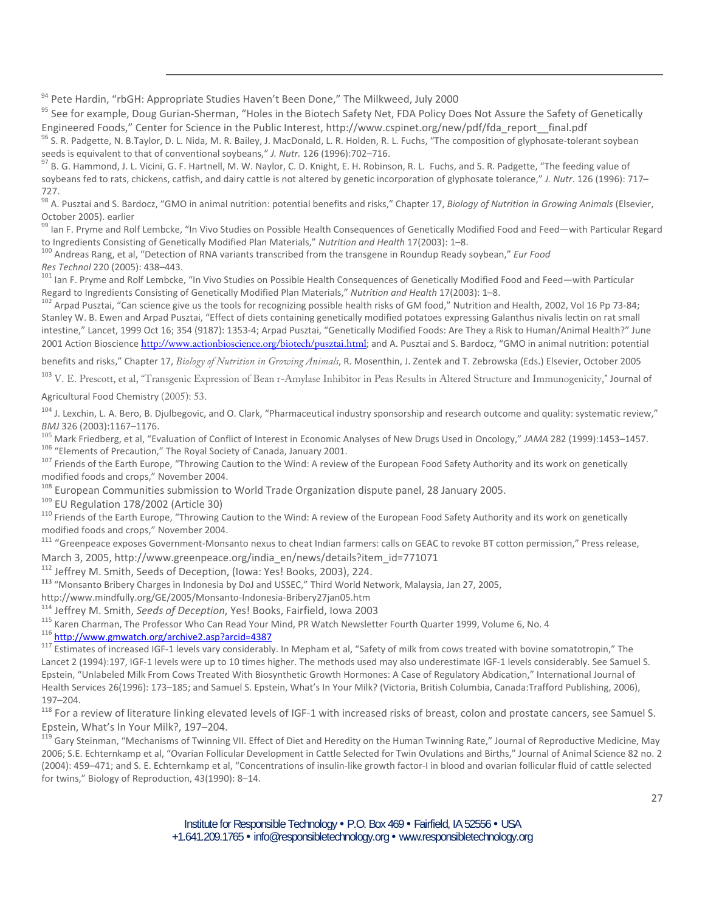[94] Pete Hardin, "rbGH: Appropriate Studies Haven't Been Done," The Milkweed, July 2000

[95] See for example, Doug Gurian-Sherman, "Holes in the Biotech Safety Net, FDA Policy Does Not Assure the Safety of Genetically Engineered Foods," Center for Science in the Public Interest, http://www.cspinet.org/new/pdf/fda_report__final.pdf

[96] S. R. Padgette, N. B.Taylor, D. L. Nida, M. R. Bailey, J. MacDonald, L. R. Holden, R. L. Fuchs, "The composition of glyphosate-tolerant soybean seeds is equivalent to that of conventional soybeans," *J. Nutr.* 126 (1996):702–716.

[97] B. G. Hammond, J. L. Vicini, G. F. Hartnell, M. W. Naylor, C. D. Knight, E. H. Robinson, R. L. Fuchs, and S. R. Padgette, "The feeding value of soybeans fed to rats, chickens, catfish, and dairy cattle is not altered by genetic incorporation of glyphosate tolerance," *J. Nutr*. 126 (1996): 717–727.

[98] A. Pusztai and S. Bardocz, "GMO in animal nutrition: potential benefits and risks," Chapter 17, *Biology of Nutrition in Growing Animals* (Elsevier, October 2005). earlier

[99] Ian F. Pryme and Rolf Lembcke, "In Vivo Studies on Possible Health Consequences of Genetically Modified Food and Feed—with Particular Regard to Ingredients Consisting of Genetically Modified Plan Materials," *Nutrition and Health* 17(2003): 1–8.

[100] Andreas Rang, et al, "Detection of RNA variants transcribed from the transgene in Roundup Ready soybean," *Eur Food Res Technol* 220 (2005): 438–443.

[101] Ian F. Pryme and Rolf Lembcke, "In Vivo Studies on Possible Health Consequences of Genetically Modified Food and Feed—with Particular Regard to Ingredients Consisting of Genetically Modified Plan Materials," *Nutrition and Health* 17(2003): 1–8.

[102] Arpad Pusztai, "Can science give us the tools for recognizing possible health risks of GM food," Nutrition and Health, 2002, Vol 16 Pp 73-84; Stanley W. B. Ewen and Arpad Pusztai, "Effect of diets containing genetically modified potatoes expressing Galanthus nivalis lectin on rat small intestine," Lancet, 1999 Oct 16; 354 (9187): 1353-4; Arpad Pusztai, "Genetically Modified Foods: Are They a Risk to Human/Animal Health?" June 2001 Action Bioscience http://www.actionbioscience.org/biotech/pusztai.html; and A. Pusztai and S. Bardocz, "GMO in animal nutrition: potential benefits and risks," Chapter 17, *Biology of Nutrition in Growing Animals*, R. Mosenthin, J. Zentek and T. Zebrowska (Eds.) Elsevier, October 2005

[103] V. E. Prescott, et al, "Transgenic Expression of Bean r-Amylase Inhibitor in Peas Results in Altered Structure and Immunogenicity," Journal of Agricultural Food Chemistry (2005): 53.

[104] J. Lexchin, L. A. Bero, B. Djulbegovic, and O. Clark, "Pharmaceutical industry sponsorship and research outcome and quality: systematic review," *BMJ* 326 (2003):1167–1176.

[105] Mark Friedberg, et al, "Evaluation of Conflict of Interest in Economic Analyses of New Drugs Used in Oncology," *JAMA* 282 (1999):1453–1457.

[106] "Elements of Precaution," The Royal Society of Canada, January 2001.

[107] Friends of the Earth Europe, "Throwing Caution to the Wind: A review of the European Food Safety Authority and its work on genetically modified foods and crops," November 2004.

[108] European Communities submission to World Trade Organization dispute panel, 28 January 2005.

[109] EU Regulation 178/2002 (Article 30)

[110] Friends of the Earth Europe, "Throwing Caution to the Wind: A review of the European Food Safety Authority and its work on genetically modified foods and crops," November 2004.

[111] "Greenpeace exposes Government-Monsanto nexus to cheat Indian farmers: calls on GEAC to revoke BT cotton permission," Press release, March 3, 2005, http://www.greenpeace.org/india_en/news/details?item_id=771071

[112] Jeffrey M. Smith, Seeds of Deception, (Iowa: Yes! Books, 2003), 224.

[113] "Monsanto Bribery Charges in Indonesia by DoJ and USSEC," Third World Network, Malaysia, Jan 27, 2005, http://www.mindfully.org/GE/2005/Monsanto-Indonesia-Bribery27jan05.htm

[114] Jeffrey M. Smith, *Seeds of Deception*, Yes! Books, Fairfield, Iowa 2003

[115] Karen Charman, The Professor Who Can Read Your Mind, PR Watch Newsletter Fourth Quarter 1999, Volume 6, No. 4

[116] http://www.gmwatch.org/archive2.asp?arcid=4387

[117] Estimates of increased IGF-1 levels vary considerably. In Mepham et al, "Safety of milk from cows treated with bovine somatotropin," The Lancet 2 (1994):197, IGF-1 levels were up to 10 times higher. The methods used may also underestimate IGF-1 levels considerably. See Samuel S. Epstein, "Unlabeled Milk From Cows Treated With Biosynthetic Growth Hormones: A Case of Regulatory Abdication," International Journal of Health Services 26(1996): 173–185; and Samuel S. Epstein, What's In Your Milk? (Victoria, British Columbia, Canada:Trafford Publishing, 2006), 197–204.

[118] For a review of literature linking elevated levels of IGF-1 with increased risks of breast, colon and prostate cancers, see Samuel S. Epstein, What's In Your Milk?, 197–204.

[119] Gary Steinman, "Mechanisms of Twinning VII. Effect of Diet and Heredity on the Human Twinning Rate," Journal of Reproductive Medicine, May 2006; S.E. Echternkamp et al, "Ovarian Follicular Development in Cattle Selected for Twin Ovulations and Births," Journal of Animal Science 82 no. 2 (2004): 459–471; and S. E. Echternkamp et al, "Concentrations of insulin-like growth factor-I in blood and ovarian follicular fluid of cattle selected for twins," Biology of Reproduction, 43(1990): 8–14.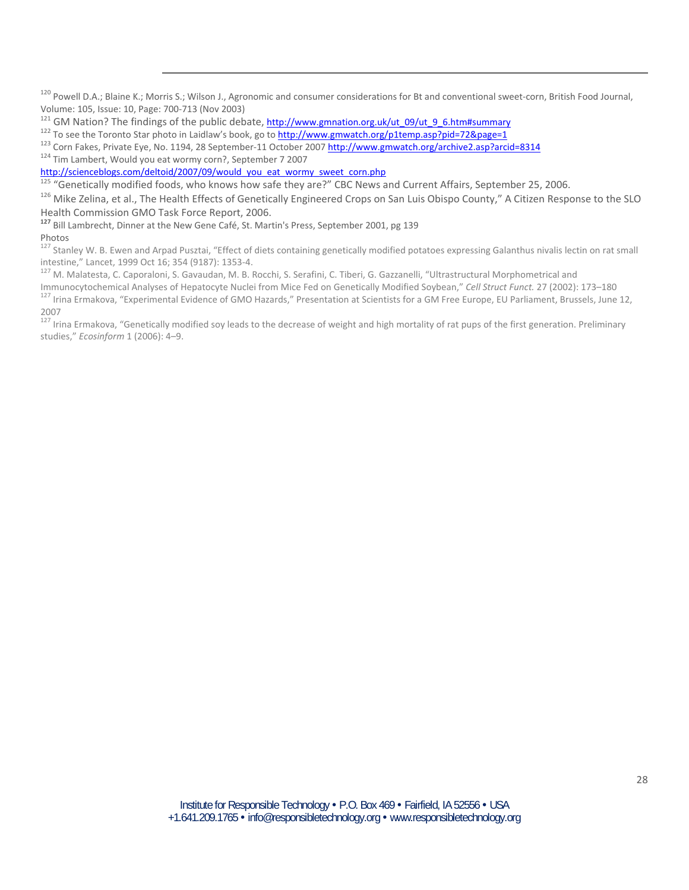[120] Powell D.A.; Blaine K.; Morris S.; Wilson J., Agronomic and consumer considerations for Bt and conventional sweet-corn, British Food Journal, Volume: 105, Issue: 10, Page: 700-713 (Nov 2003)

[121] GM Nation? The findings of the public debate, http://www.gmnation.org.uk/ut_09/ut_9_6.htm#summary

[122] To see the Toronto Star photo in Laidlaw's book, go to http://www.gmwatch.org/p1temp.asp?pid=72&page=1

[123] Corn Fakes, Private Eye, No. 1194, 28 September-11 October 2007 http://www.gmwatch.org/archive2.asp?arcid=8314

[124] Tim Lambert, Would you eat wormy corn?, September 7 2007 http://scienceblogs.com/deltoid/2007/09/would_you_eat_wormy_sweet_corn.php

[125] "Genetically modified foods, who knows how safe they are?" CBC News and Current Affairs, September 25, 2006.

[126] Mike Zelina, et al., The Health Effects of Genetically Engineered Crops on San Luis Obispo County," A Citizen Response to the SLO Health Commission GMO Task Force Report, 2006.

[127] Bill Lambrecht, Dinner at the New Gene Café, St. Martin's Press, September 2001, pg 139

Photos

[127] Stanley W. B. Ewen and Arpad Pusztai, "Effect of diets containing genetically modified potatoes expressing Galanthus nivalis lectin on rat small intestine," Lancet, 1999 Oct 16; 354 (9187): 1353-4.

[127] M. Malatesta, C. Caporaloni, S. Gavaudan, M. B. Rocchi, S. Serafini, C. Tiberi, G. Gazzanelli, "Ultrastructural Morphometrical and Immunocytochemical Analyses of Hepatocyte Nuclei from Mice Fed on Genetically Modified Soybean," *Cell Struct Funct.* 27 (2002): 173–180

[127] Irina Ermakova, "Experimental Evidence of GMO Hazards," Presentation at Scientists for a GM Free Europe, EU Parliament, Brussels, June 12, 2007

[127] Irina Ermakova, "Genetically modified soy leads to the decrease of weight and high mortality of rat pups of the first generation. Preliminary studies," *Ecosinform* 1 (2006): 4–9.

Institute for Responsible Technology • P.O. Box 469 • Fairfield, IA 52556 • USA
+1.641.209.1765 • info@responsibletechnology.org • www.responsibletechnology.org